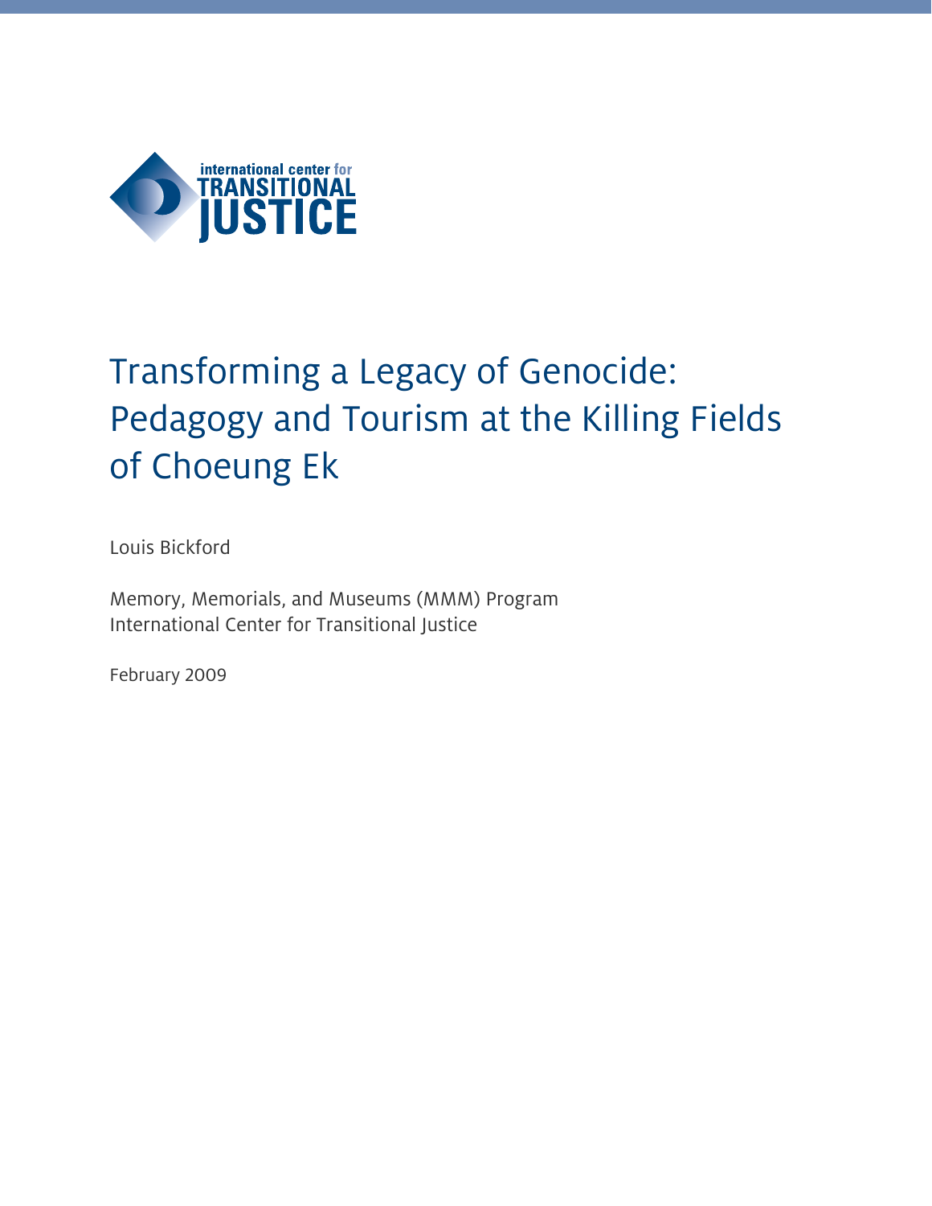international center for
TRANSITIONAL
JUSTICE

# Transforming a Legacy of Genocide: Pedagogy and Tourism at the Killing Fields of Choeung Ek

Louis Bickford

Memory, Memorials, and Museums (MMM) Program
International Center for Transitional Justice

February 2009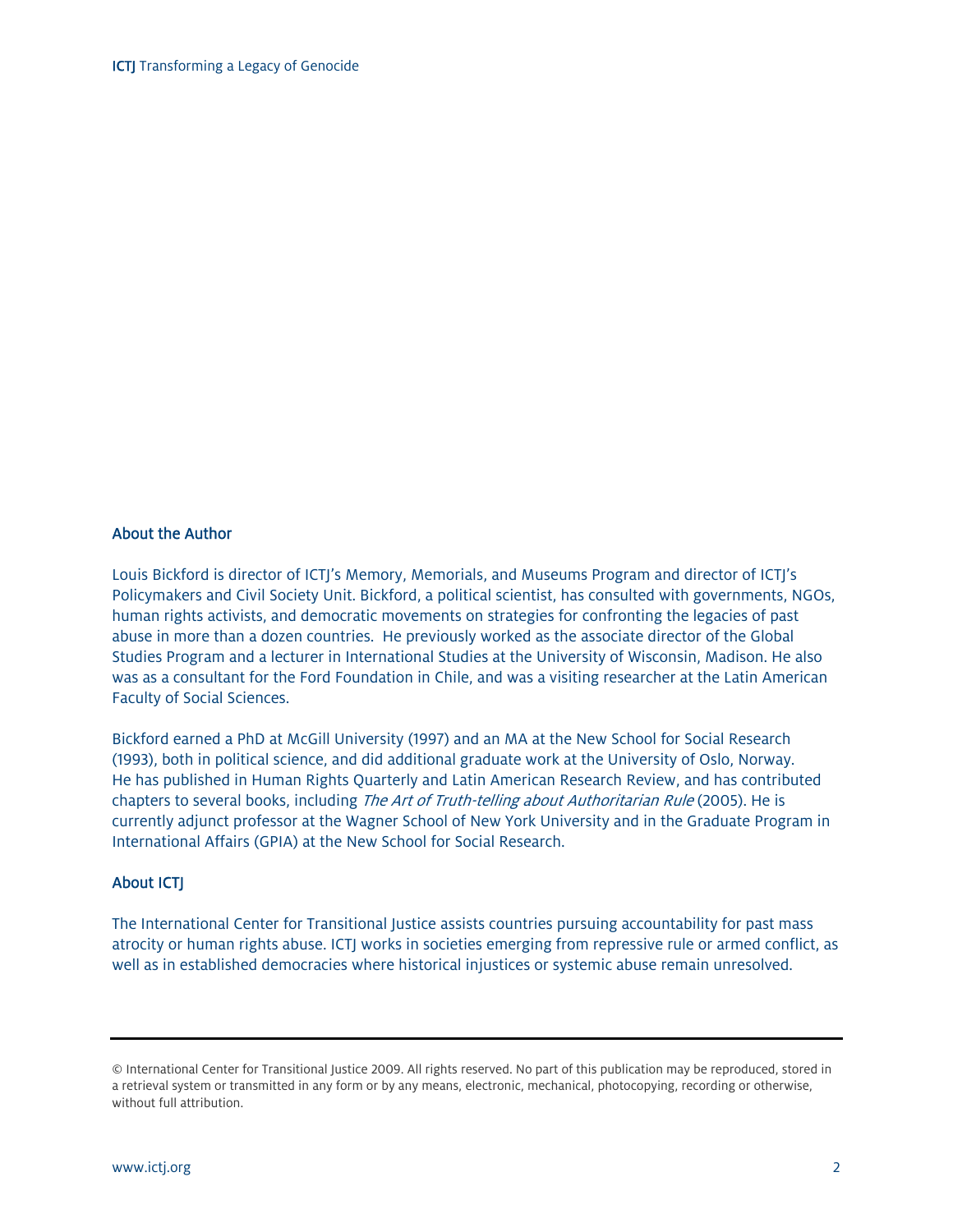## About the Author

Louis Bickford is director of ICTJ's Memory, Memorials, and Museums Program and director of ICTJ's Policymakers and Civil Society Unit. Bickford, a political scientist, has consulted with governments, NGOs, human rights activists, and democratic movements on strategies for confronting the legacies of past abuse in more than a dozen countries. He previously worked as the associate director of the Global Studies Program and a lecturer in International Studies at the University of Wisconsin, Madison. He also was as a consultant for the Ford Foundation in Chile, and was a visiting researcher at the Latin American Faculty of Social Sciences.

Bickford earned a PhD at McGill University (1997) and an MA at the New School for Social Research (1993), both in political science, and did additional graduate work at the University of Oslo, Norway. He has published in Human Rights Quarterly and Latin American Research Review, and has contributed chapters to several books, including *The Art of Truth-telling about Authoritarian Rule* (2005). He is currently adjunct professor at the Wagner School of New York University and in the Graduate Program in International Affairs (GPIA) at the New School for Social Research.

## About ICTJ

The International Center for Transitional Justice assists countries pursuing accountability for past mass atrocity or human rights abuse. ICTJ works in societies emerging from repressive rule or armed conflict, as well as in established democracies where historical injustices or systemic abuse remain unresolved.

---

© International Center for Transitional Justice 2009. All rights reserved. No part of this publication may be reproduced, stored in a retrieval system or transmitted in any form or by any means, electronic, mechanical, photocopying, recording or otherwise, without full attribution.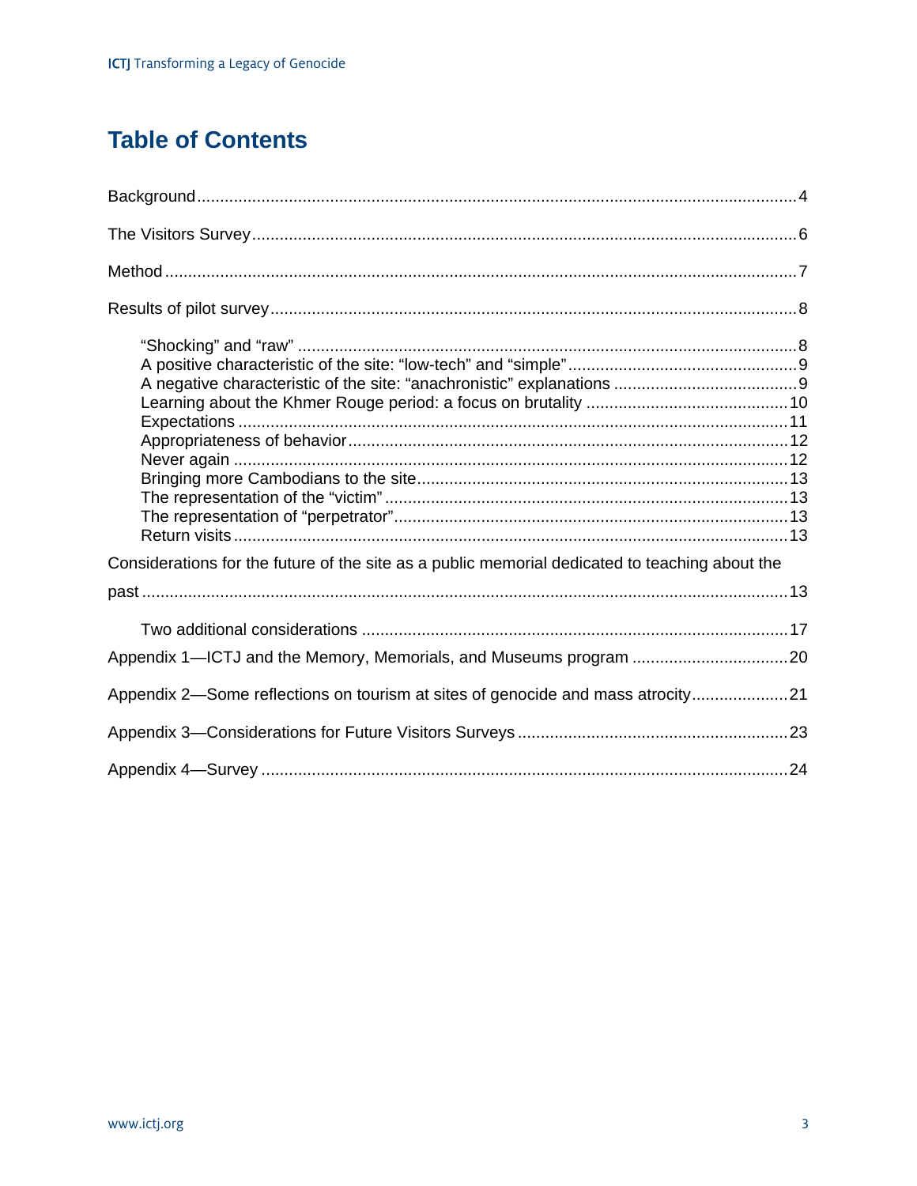# Table of Contents

Background .......... 4

The Visitors Survey .......... 6

Method .......... 7

Results of pilot survey .......... 8

- "Shocking" and "raw" .......... 8
- A positive characteristic of the site: "low-tech" and "simple" .......... 9
- A negative characteristic of the site: "anachronistic" explanations .......... 9
- Learning about the Khmer Rouge period: a focus on brutality .......... 10
- Expectations .......... 11
- Appropriateness of behavior .......... 12
- Never again .......... 12
- Bringing more Cambodians to the site .......... 13
- The representation of the "victim" .......... 13
- The representation of "perpetrator" .......... 13
- Return visits .......... 13

Considerations for the future of the site as a public memorial dedicated to teaching about the past .......... 13

- Two additional considerations .......... 17

Appendix 1—ICTJ and the Memory, Memorials, and Museums program .......... 20

Appendix 2—Some reflections on tourism at sites of genocide and mass atrocity .......... 21

Appendix 3—Considerations for Future Visitors Surveys .......... 23

Appendix 4—Survey .......... 24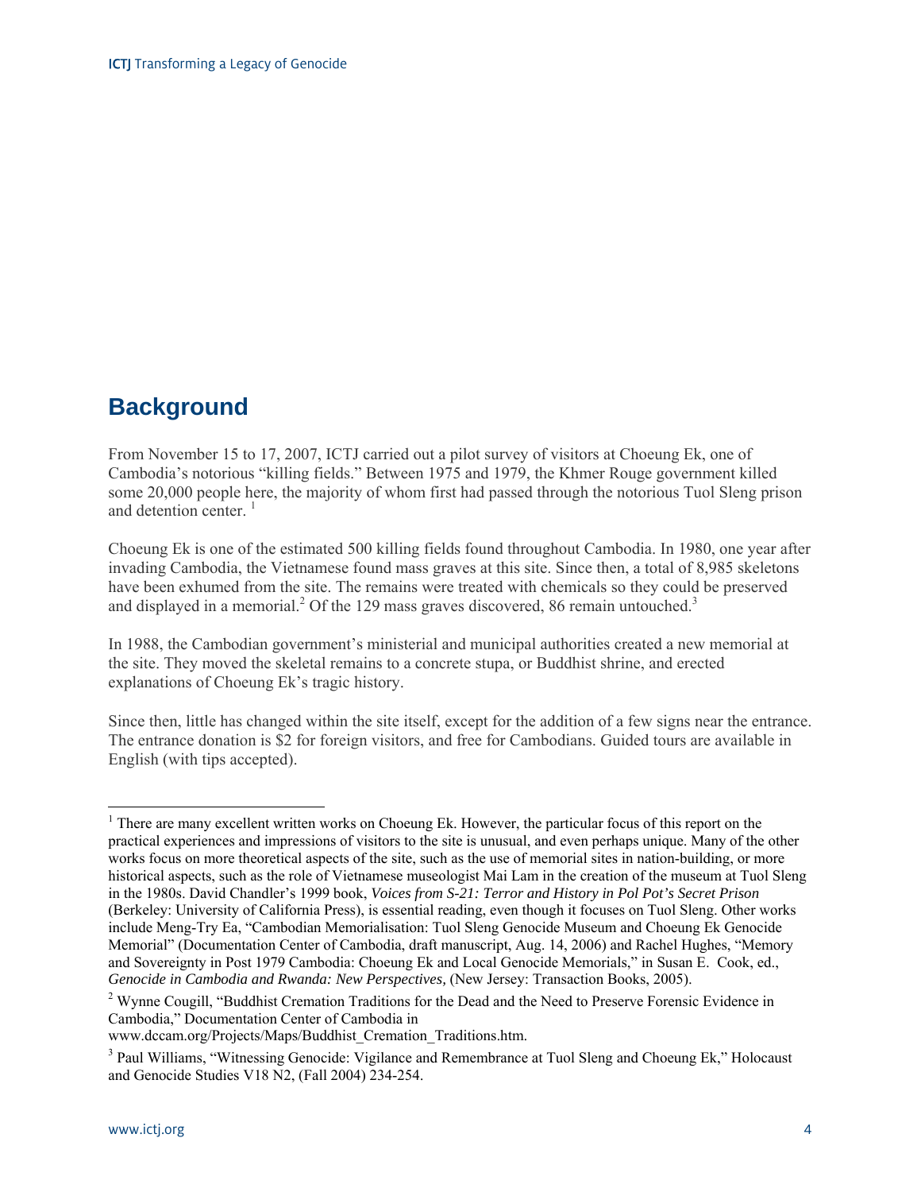## Background

From November 15 to 17, 2007, ICTJ carried out a pilot survey of visitors at Choeung Ek, one of Cambodia's notorious "killing fields." Between 1975 and 1979, the Khmer Rouge government killed some 20,000 people here, the majority of whom first had passed through the notorious Tuol Sleng prison and detention center. [1]

Choeung Ek is one of the estimated 500 killing fields found throughout Cambodia. In 1980, one year after invading Cambodia, the Vietnamese found mass graves at this site. Since then, a total of 8,985 skeletons have been exhumed from the site. The remains were treated with chemicals so they could be preserved and displayed in a memorial.[2] Of the 129 mass graves discovered, 86 remain untouched.[3]

In 1988, the Cambodian government's ministerial and municipal authorities created a new memorial at the site. They moved the skeletal remains to a concrete stupa, or Buddhist shrine, and erected explanations of Choeung Ek's tragic history.

Since then, little has changed within the site itself, except for the addition of a few signs near the entrance. The entrance donation is $2 for foreign visitors, and free for Cambodians. Guided tours are available in English (with tips accepted).

---

[1] There are many excellent written works on Choeung Ek. However, the particular focus of this report on the practical experiences and impressions of visitors to the site is unusual, and even perhaps unique. Many of the other works focus on more theoretical aspects of the site, such as the use of memorial sites in nation-building, or more historical aspects, such as the role of Vietnamese museologist Mai Lam in the creation of the museum at Tuol Sleng in the 1980s. David Chandler's 1999 book, *Voices from S-21: Terror and History in Pol Pot's Secret Prison* (Berkeley: University of California Press), is essential reading, even though it focuses on Tuol Sleng. Other works include Meng-Try Ea, "Cambodian Memorialisation: Tuol Sleng Genocide Museum and Choeung Ek Genocide Memorial" (Documentation Center of Cambodia, draft manuscript, Aug. 14, 2006) and Rachel Hughes, "Memory and Sovereignty in Post 1979 Cambodia: Choeung Ek and Local Genocide Memorials," in Susan E. Cook, ed., *Genocide in Cambodia and Rwanda: New Perspectives,* (New Jersey: Transaction Books, 2005).

[2] Wynne Cougill, "Buddhist Cremation Traditions for the Dead and the Need to Preserve Forensic Evidence in Cambodia," Documentation Center of Cambodia in www.dccam.org/Projects/Maps/Buddhist_Cremation_Traditions.htm.

[3] Paul Williams, "Witnessing Genocide: Vigilance and Remembrance at Tuol Sleng and Choeung Ek," Holocaust and Genocide Studies V18 N2, (Fall 2004) 234-254.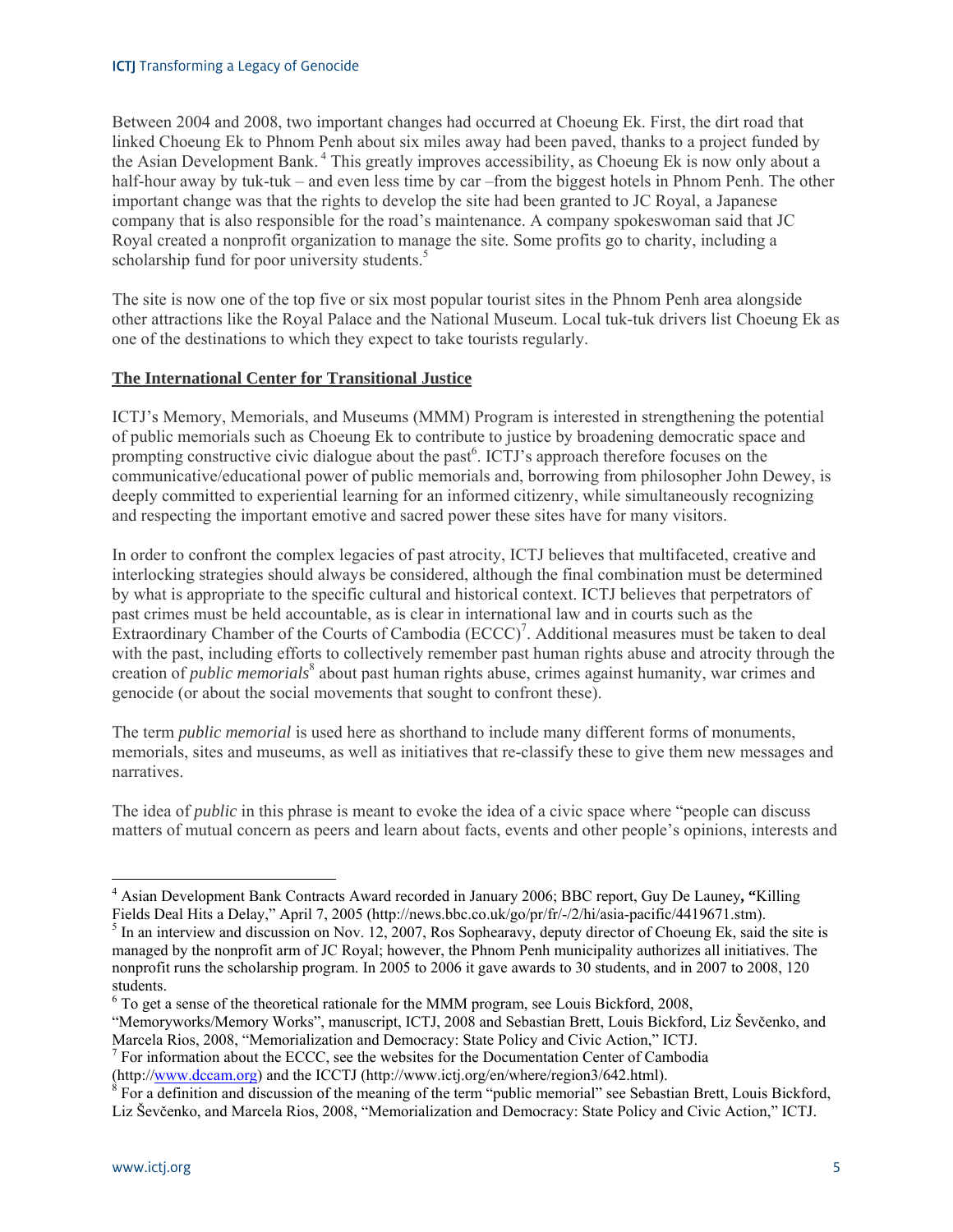Between 2004 and 2008, two important changes had occurred at Choeung Ek. First, the dirt road that linked Choeung Ek to Phnom Penh about six miles away had been paved, thanks to a project funded by the Asian Development Bank.[4] This greatly improves accessibility, as Choeung Ek is now only about a half-hour away by tuk-tuk – and even less time by car –from the biggest hotels in Phnom Penh. The other important change was that the rights to develop the site had been granted to JC Royal, a Japanese company that is also responsible for the road's maintenance. A company spokeswoman said that JC Royal created a nonprofit organization to manage the site. Some profits go to charity, including a scholarship fund for poor university students.[5]

The site is now one of the top five or six most popular tourist sites in the Phnom Penh area alongside other attractions like the Royal Palace and the National Museum. Local tuk-tuk drivers list Choeung Ek as one of the destinations to which they expect to take tourists regularly.

## The International Center for Transitional Justice

ICTJ's Memory, Memorials, and Museums (MMM) Program is interested in strengthening the potential of public memorials such as Choeung Ek to contribute to justice by broadening democratic space and prompting constructive civic dialogue about the past[6]. ICTJ's approach therefore focuses on the communicative/educational power of public memorials and, borrowing from philosopher John Dewey, is deeply committed to experiential learning for an informed citizenry, while simultaneously recognizing and respecting the important emotive and sacred power these sites have for many visitors.

In order to confront the complex legacies of past atrocity, ICTJ believes that multifaceted, creative and interlocking strategies should always be considered, although the final combination must be determined by what is appropriate to the specific cultural and historical context. ICTJ believes that perpetrators of past crimes must be held accountable, as is clear in international law and in courts such as the Extraordinary Chamber of the Courts of Cambodia (ECCC)[7]. Additional measures must be taken to deal with the past, including efforts to collectively remember past human rights abuse and atrocity through the creation of *public memorials*[8] about past human rights abuse, crimes against humanity, war crimes and genocide (or about the social movements that sought to confront these).

The term *public memorial* is used here as shorthand to include many different forms of monuments, memorials, sites and museums, as well as initiatives that re-classify these to give them new messages and narratives.

The idea of *public* in this phrase is meant to evoke the idea of a civic space where "people can discuss matters of mutual concern as peers and learn about facts, events and other people's opinions, interests and

---

[4] Asian Development Bank Contracts Award recorded in January 2006; BBC report, Guy De Launey, "Killing Fields Deal Hits a Delay," April 7, 2005 (http://news.bbc.co.uk/go/pr/fr/-/2/hi/asia-pacific/4419671.stm).

[5] In an interview and discussion on Nov. 12, 2007, Ros Sophearavy, deputy director of Choeung Ek, said the site is managed by the nonprofit arm of JC Royal; however, the Phnom Penh municipality authorizes all initiatives. The nonprofit runs the scholarship program. In 2005 to 2006 it gave awards to 30 students, and in 2007 to 2008, 120 students.

[6] To get a sense of the theoretical rationale for the MMM program, see Louis Bickford, 2008, "Memoryworks/Memory Works", manuscript, ICTJ, 2008 and Sebastian Brett, Louis Bickford, Liz Ševčenko, and Marcela Rios, 2008, "Memorialization and Democracy: State Policy and Civic Action," ICTJ.

[7] For information about the ECCC, see the websites for the Documentation Center of Cambodia (http://www.dccam.org) and the ICCTJ (http://www.ictj.org/en/where/region3/642.html).

[8] For a definition and discussion of the meaning of the term "public memorial" see Sebastian Brett, Louis Bickford, Liz Ševčenko, and Marcela Rios, 2008, "Memorialization and Democracy: State Policy and Civic Action," ICTJ.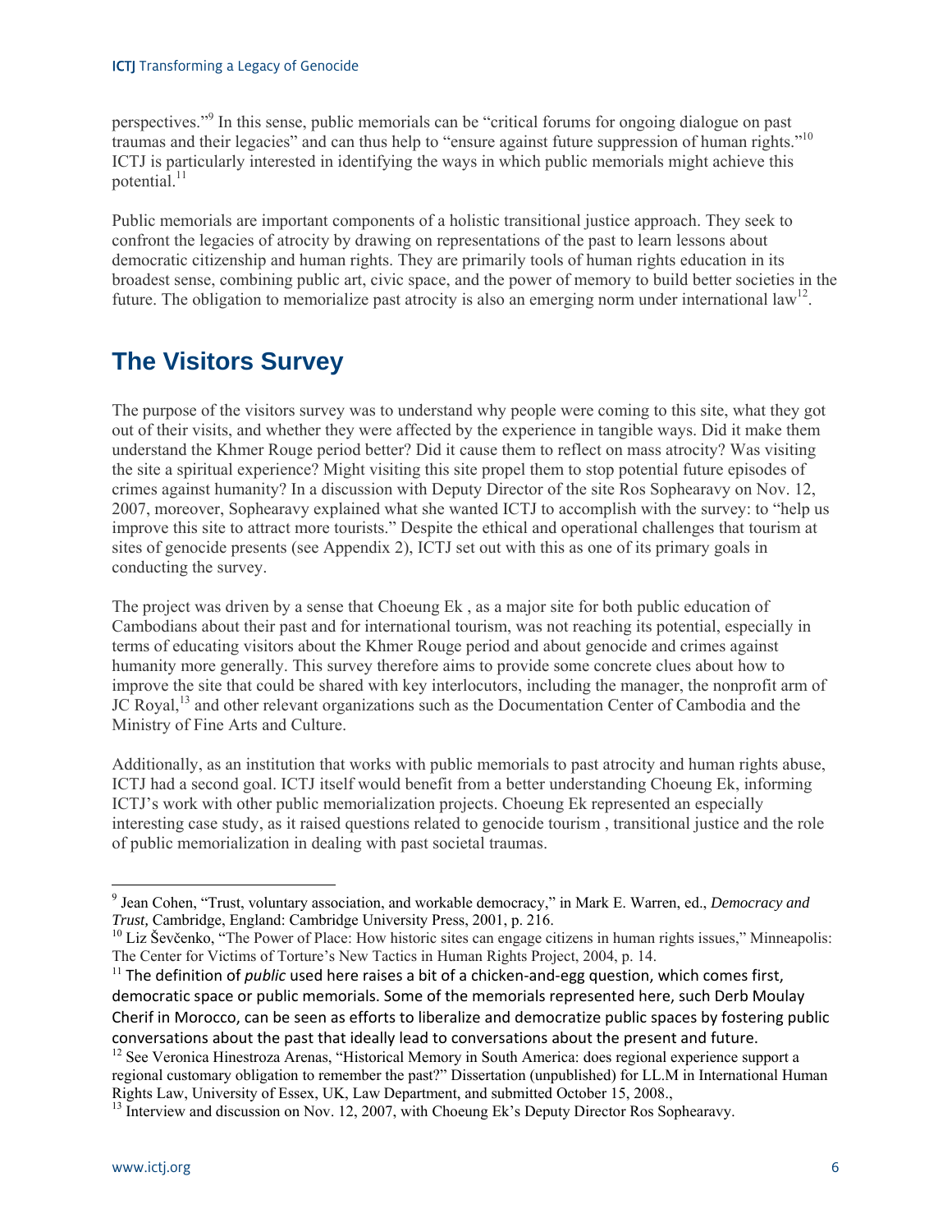perspectives."[9] In this sense, public memorials can be "critical forums for ongoing dialogue on past traumas and their legacies" and can thus help to "ensure against future suppression of human rights."[10] ICTJ is particularly interested in identifying the ways in which public memorials might achieve this potential.[11]

Public memorials are important components of a holistic transitional justice approach. They seek to confront the legacies of atrocity by drawing on representations of the past to learn lessons about democratic citizenship and human rights. They are primarily tools of human rights education in its broadest sense, combining public art, civic space, and the power of memory to build better societies in the future. The obligation to memorialize past atrocity is also an emerging norm under international law[12].

## The Visitors Survey

The purpose of the visitors survey was to understand why people were coming to this site, what they got out of their visits, and whether they were affected by the experience in tangible ways. Did it make them understand the Khmer Rouge period better? Did it cause them to reflect on mass atrocity? Was visiting the site a spiritual experience? Might visiting this site propel them to stop potential future episodes of crimes against humanity? In a discussion with Deputy Director of the site Ros Sophearavy on Nov. 12, 2007, moreover, Sophearavy explained what she wanted ICTJ to accomplish with the survey: to "help us improve this site to attract more tourists." Despite the ethical and operational challenges that tourism at sites of genocide presents (see Appendix 2), ICTJ set out with this as one of its primary goals in conducting the survey.

The project was driven by a sense that Choeung Ek , as a major site for both public education of Cambodians about their past and for international tourism, was not reaching its potential, especially in terms of educating visitors about the Khmer Rouge period and about genocide and crimes against humanity more generally. This survey therefore aims to provide some concrete clues about how to improve the site that could be shared with key interlocutors, including the manager, the nonprofit arm of JC Royal,[13] and other relevant organizations such as the Documentation Center of Cambodia and the Ministry of Fine Arts and Culture.

Additionally, as an institution that works with public memorials to past atrocity and human rights abuse, ICTJ had a second goal. ICTJ itself would benefit from a better understanding Choeung Ek, informing ICTJ's work with other public memorialization projects. Choeung Ek represented an especially interesting case study, as it raised questions related to genocide tourism , transitional justice and the role of public memorialization in dealing with past societal traumas.

---

[9] Jean Cohen, "Trust, voluntary association, and workable democracy," in Mark E. Warren, ed., *Democracy and Trust,* Cambridge, England: Cambridge University Press, 2001, p. 216.

[10] Liz Ševčenko, "The Power of Place: How historic sites can engage citizens in human rights issues," Minneapolis: The Center for Victims of Torture's New Tactics in Human Rights Project, 2004, p. 14.

[11] The definition of *public* used here raises a bit of a chicken-and-egg question, which comes first, democratic space or public memorials. Some of the memorials represented here, such Derb Moulay Cherif in Morocco, can be seen as efforts to liberalize and democratize public spaces by fostering public conversations about the past that ideally lead to conversations about the present and future.

[12] See Veronica Hinestroza Arenas, "Historical Memory in South America: does regional experience support a regional customary obligation to remember the past?" Dissertation (unpublished) for LL.M in International Human Rights Law, University of Essex, UK, Law Department, and submitted October 15, 2008.,

[13] Interview and discussion on Nov. 12, 2007, with Choeung Ek's Deputy Director Ros Sophearavy.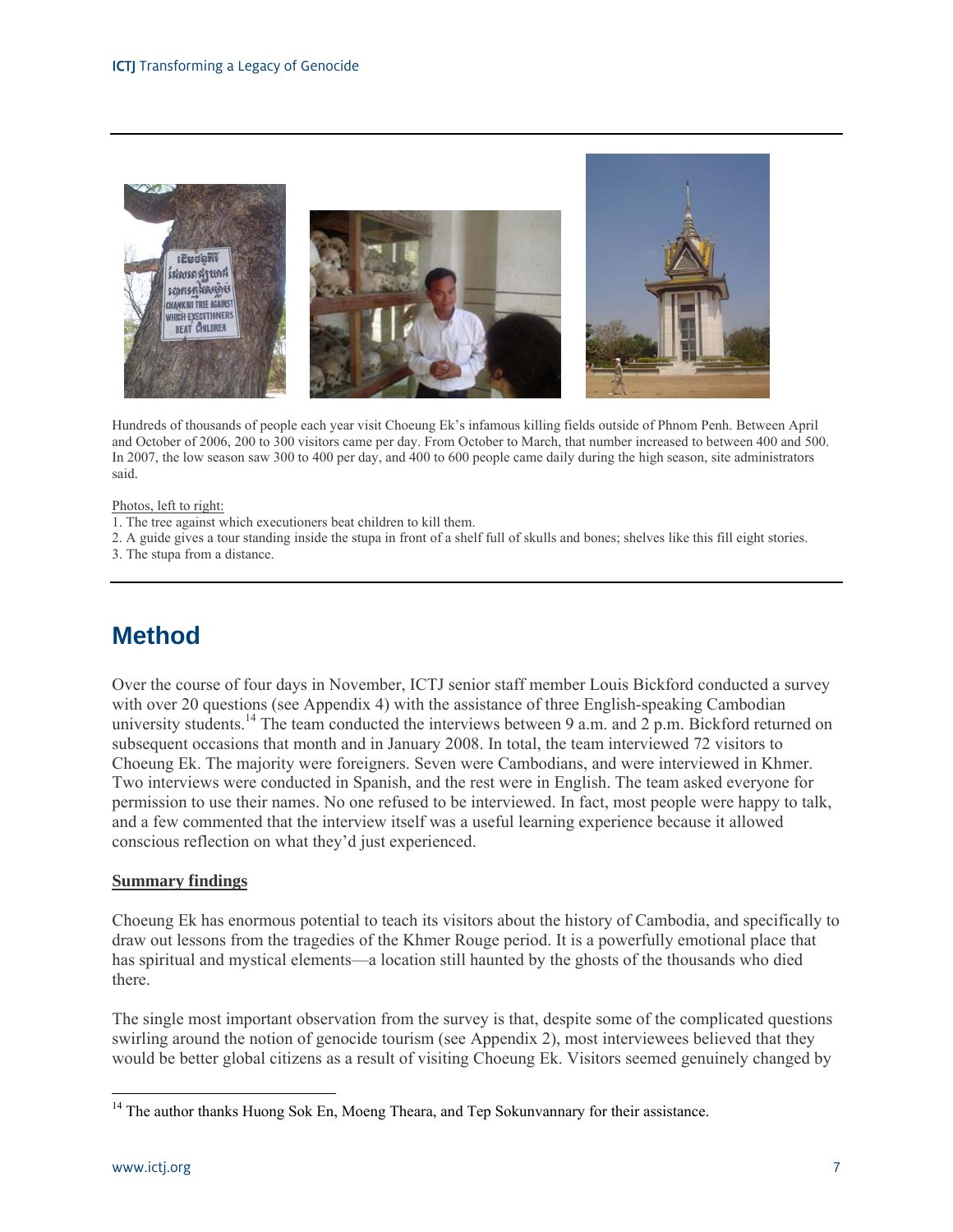Hundreds of thousands of people each year visit Choeung Ek's infamous killing fields outside of Phnom Penh. Between April and October of 2006, 200 to 300 visitors came per day. From October to March, that number increased to between 400 and 500. In 2007, the low season saw 300 to 400 per day, and 400 to 600 people came daily during the high season, site administrators said.

Photos, left to right:

1. The tree against which executioners beat children to kill them.
2. A guide gives a tour standing inside the stupa in front of a shelf full of skulls and bones; shelves like this fill eight stories.
3. The stupa from a distance.

# Method

Over the course of four days in November, ICTJ senior staff member Louis Bickford conducted a survey with over 20 questions (see Appendix 4) with the assistance of three English-speaking Cambodian university students.[14] The team conducted the interviews between 9 a.m. and 2 p.m. Bickford returned on subsequent occasions that month and in January 2008. In total, the team interviewed 72 visitors to Choeung Ek. The majority were foreigners. Seven were Cambodians, and were interviewed in Khmer. Two interviews were conducted in Spanish, and the rest were in English. The team asked everyone for permission to use their names. No one refused to be interviewed. In fact, most people were happy to talk, and a few commented that the interview itself was a useful learning experience because it allowed conscious reflection on what they'd just experienced.

**Summary findings**

Choeung Ek has enormous potential to teach its visitors about the history of Cambodia, and specifically to draw out lessons from the tragedies of the Khmer Rouge period. It is a powerfully emotional place that has spiritual and mystical elements—a location still haunted by the ghosts of the thousands who died there.

The single most important observation from the survey is that, despite some of the complicated questions swirling around the notion of genocide tourism (see Appendix 2), most interviewees believed that they would be better global citizens as a result of visiting Choeung Ek. Visitors seemed genuinely changed by

[14] The author thanks Huong Sok En, Moeng Theara, and Tep Sokunvannary for their assistance.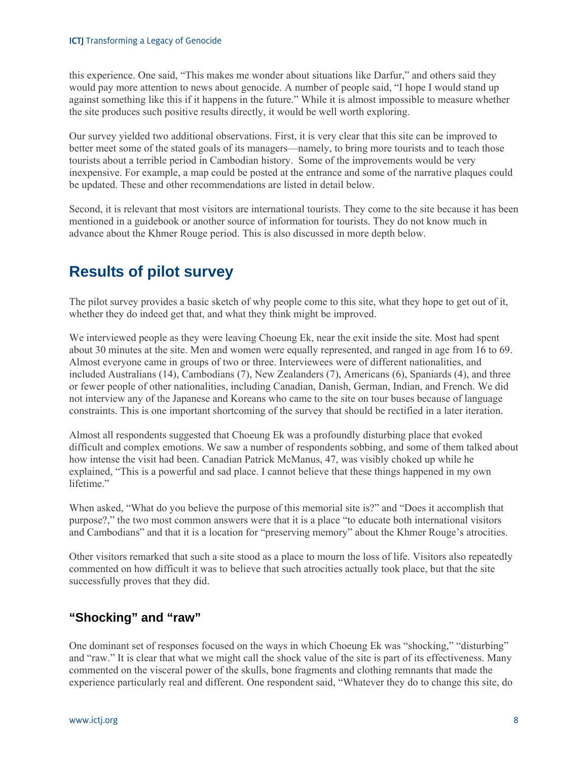this experience. One said, "This makes me wonder about situations like Darfur," and others said they would pay more attention to news about genocide. A number of people said, "I hope I would stand up against something like this if it happens in the future." While it is almost impossible to measure whether the site produces such positive results directly, it would be well worth exploring.

Our survey yielded two additional observations. First, it is very clear that this site can be improved to better meet some of the stated goals of its managers—namely, to bring more tourists and to teach those tourists about a terrible period in Cambodian history. Some of the improvements would be very inexpensive. For example, a map could be posted at the entrance and some of the narrative plaques could be updated. These and other recommendations are listed in detail below.

Second, it is relevant that most visitors are international tourists. They come to the site because it has been mentioned in a guidebook or another source of information for tourists. They do not know much in advance about the Khmer Rouge period. This is also discussed in more depth below.

## Results of pilot survey

The pilot survey provides a basic sketch of why people come to this site, what they hope to get out of it, whether they do indeed get that, and what they think might be improved.

We interviewed people as they were leaving Choeung Ek, near the exit inside the site. Most had spent about 30 minutes at the site. Men and women were equally represented, and ranged in age from 16 to 69. Almost everyone came in groups of two or three. Interviewees were of different nationalities, and included Australians (14), Cambodians (7), New Zealanders (7), Americans (6), Spaniards (4), and three or fewer people of other nationalities, including Canadian, Danish, German, Indian, and French. We did not interview any of the Japanese and Koreans who came to the site on tour buses because of language constraints. This is one important shortcoming of the survey that should be rectified in a later iteration.

Almost all respondents suggested that Choeung Ek was a profoundly disturbing place that evoked difficult and complex emotions. We saw a number of respondents sobbing, and some of them talked about how intense the visit had been. Canadian Patrick McManus, 47, was visibly choked up while he explained, "This is a powerful and sad place. I cannot believe that these things happened in my own lifetime."

When asked, "What do you believe the purpose of this memorial site is?" and "Does it accomplish that purpose?," the two most common answers were that it is a place "to educate both international visitors and Cambodians" and that it is a location for "preserving memory" about the Khmer Rouge's atrocities.

Other visitors remarked that such a site stood as a place to mourn the loss of life. Visitors also repeatedly commented on how difficult it was to believe that such atrocities actually took place, but that the site successfully proves that they did.

### "Shocking" and "raw"

One dominant set of responses focused on the ways in which Choeung Ek was "shocking," "disturbing" and "raw." It is clear that what we might call the shock value of the site is part of its effectiveness. Many commented on the visceral power of the skulls, bone fragments and clothing remnants that made the experience particularly real and different. One respondent said, "Whatever they do to change this site, do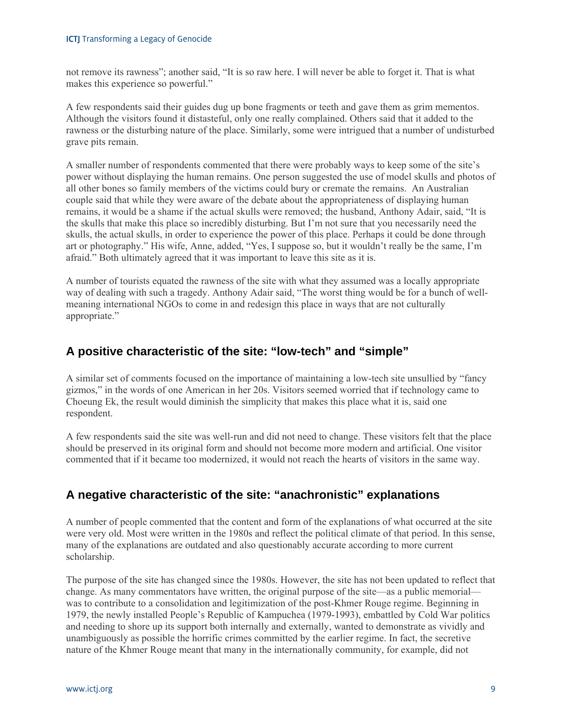not remove its rawness"; another said, "It is so raw here. I will never be able to forget it. That is what makes this experience so powerful."

A few respondents said their guides dug up bone fragments or teeth and gave them as grim mementos. Although the visitors found it distasteful, only one really complained. Others said that it added to the rawness or the disturbing nature of the place. Similarly, some were intrigued that a number of undisturbed grave pits remain.

A smaller number of respondents commented that there were probably ways to keep some of the site's power without displaying the human remains. One person suggested the use of model skulls and photos of all other bones so family members of the victims could bury or cremate the remains. An Australian couple said that while they were aware of the debate about the appropriateness of displaying human remains, it would be a shame if the actual skulls were removed; the husband, Anthony Adair, said, "It is the skulls that make this place so incredibly disturbing. But I'm not sure that you necessarily need the skulls, the actual skulls, in order to experience the power of this place. Perhaps it could be done through art or photography." His wife, Anne, added, "Yes, I suppose so, but it wouldn't really be the same, I'm afraid." Both ultimately agreed that it was important to leave this site as it is.

A number of tourists equated the rawness of the site with what they assumed was a locally appropriate way of dealing with such a tragedy. Anthony Adair said, "The worst thing would be for a bunch of well-meaning international NGOs to come in and redesign this place in ways that are not culturally appropriate."

## A positive characteristic of the site: "low-tech" and "simple"

A similar set of comments focused on the importance of maintaining a low-tech site unsullied by "fancy gizmos," in the words of one American in her 20s. Visitors seemed worried that if technology came to Choeung Ek, the result would diminish the simplicity that makes this place what it is, said one respondent.

A few respondents said the site was well-run and did not need to change. These visitors felt that the place should be preserved in its original form and should not become more modern and artificial. One visitor commented that if it became too modernized, it would not reach the hearts of visitors in the same way.

## A negative characteristic of the site: "anachronistic" explanations

A number of people commented that the content and form of the explanations of what occurred at the site were very old. Most were written in the 1980s and reflect the political climate of that period. In this sense, many of the explanations are outdated and also questionably accurate according to more current scholarship.

The purpose of the site has changed since the 1980s. However, the site has not been updated to reflect that change. As many commentators have written, the original purpose of the site—as a public memorial—was to contribute to a consolidation and legitimization of the post-Khmer Rouge regime. Beginning in 1979, the newly installed People's Republic of Kampuchea (1979-1993), embattled by Cold War politics and needing to shore up its support both internally and externally, wanted to demonstrate as vividly and unambiguously as possible the horrific crimes committed by the earlier regime. In fact, the secretive nature of the Khmer Rouge meant that many in the internationally community, for example, did not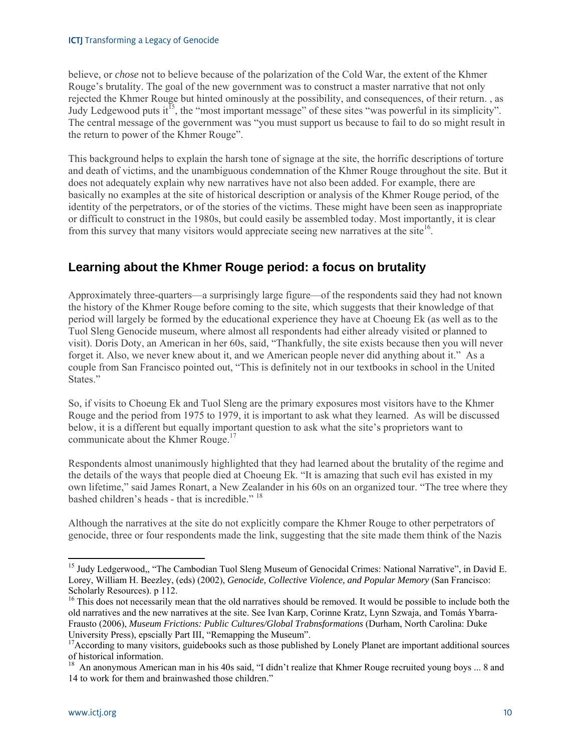believe, or *chose* not to believe because of the polarization of the Cold War, the extent of the Khmer Rouge's brutality. The goal of the new government was to construct a master narrative that not only rejected the Khmer Rouge but hinted ominously at the possibility, and consequences, of their return. , as Judy Ledgewood puts it[15], the "most important message" of these sites "was powerful in its simplicity". The central message of the government was "you must support us because to fail to do so might result in the return to power of the Khmer Rouge".

This background helps to explain the harsh tone of signage at the site, the horrific descriptions of torture and death of victims, and the unambiguous condemnation of the Khmer Rouge throughout the site. But it does not adequately explain why new narratives have not also been added. For example, there are basically no examples at the site of historical description or analysis of the Khmer Rouge period, of the identity of the perpetrators, or of the stories of the victims. These might have been seen as inappropriate or difficult to construct in the 1980s, but could easily be assembled today. Most importantly, it is clear from this survey that many visitors would appreciate seeing new narratives at the site[16].

## Learning about the Khmer Rouge period: a focus on brutality

Approximately three-quarters—a surprisingly large figure—of the respondents said they had not known the history of the Khmer Rouge before coming to the site, which suggests that their knowledge of that period will largely be formed by the educational experience they have at Choeung Ek (as well as to the Tuol Sleng Genocide museum, where almost all respondents had either already visited or planned to visit). Doris Doty, an American in her 60s, said, "Thankfully, the site exists because then you will never forget it. Also, we never knew about it, and we American people never did anything about it." As a couple from San Francisco pointed out, "This is definitely not in our textbooks in school in the United States."

So, if visits to Choeung Ek and Tuol Sleng are the primary exposures most visitors have to the Khmer Rouge and the period from 1975 to 1979, it is important to ask what they learned. As will be discussed below, it is a different but equally important question to ask what the site's proprietors want to communicate about the Khmer Rouge.[17]

Respondents almost unanimously highlighted that they had learned about the brutality of the regime and the details of the ways that people died at Choeung Ek. "It is amazing that such evil has existed in my own lifetime," said James Ronart, a New Zealander in his 60s on an organized tour. "The tree where they bashed children's heads - that is incredible." [18]

Although the narratives at the site do not explicitly compare the Khmer Rouge to other perpetrators of genocide, three or four respondents made the link, suggesting that the site made them think of the Nazis

---

[15] Judy Ledgerwood,, "The Cambodian Tuol Sleng Museum of Genocidal Crimes: National Narrative", in David E. Lorey, William H. Beezley, (eds) (2002), *Genocide, Collective Violence, and Popular Memory* (San Francisco: Scholarly Resources). p 112.

[16] This does not necessarily mean that the old narratives should be removed. It would be possible to include both the old narratives and the new narratives at the site. See Ivan Karp, Corinne Kratz, Lynn Szwaja, and Tomás Ybarra-Frausto (2006), *Museum Frictions: Public Cultures/Global Trabnsformations* (Durham, North Carolina: Duke University Press), epscially Part III, "Remapping the Museum".

[17] According to many visitors, guidebooks such as those published by Lonely Planet are important additional sources of historical information.

[18] An anonymous American man in his 40s said, "I didn't realize that Khmer Rouge recruited young boys ... 8 and 14 to work for them and brainwashed those children."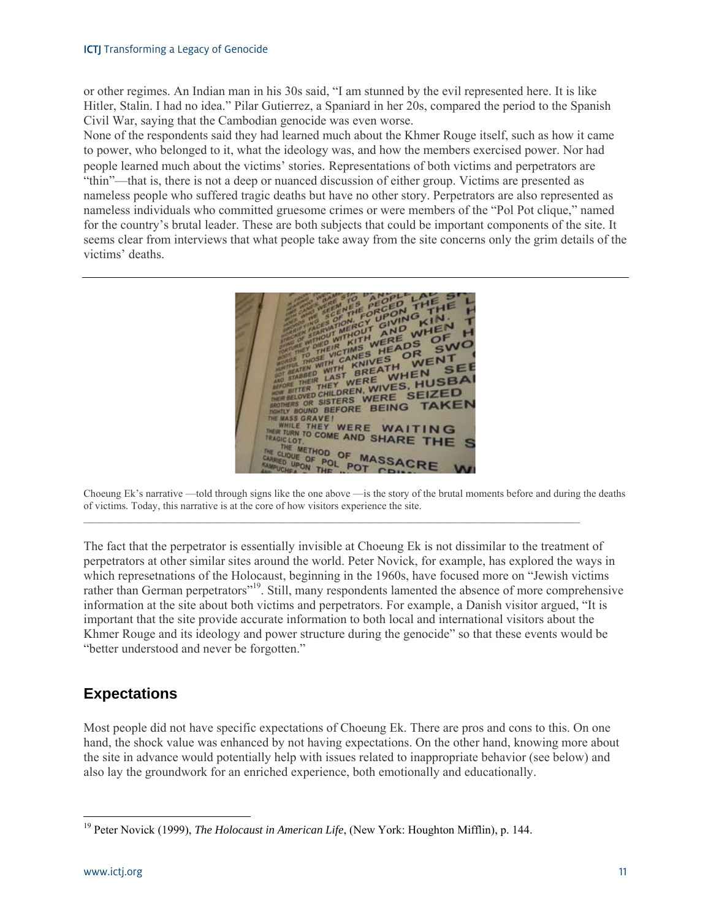or other regimes. An Indian man in his 30s said, "I am stunned by the evil represented here. It is like Hitler, Stalin. I had no idea." Pilar Gutierrez, a Spaniard in her 20s, compared the period to the Spanish Civil War, saying that the Cambodian genocide was even worse.

None of the respondents said they had learned much about the Khmer Rouge itself, such as how it came to power, who belonged to it, what the ideology was, and how the members exercised power. Nor had people learned much about the victims' stories. Representations of both victims and perpetrators are "thin"—that is, there is not a deep or nuanced discussion of either group. Victims are presented as nameless people who suffered tragic deaths but have no other story. Perpetrators are also represented as nameless individuals who committed gruesome crimes or were members of the "Pol Pot clique," named for the country's brutal leader. These are both subjects that could be important components of the site. It seems clear from interviews that what people take away from the site concerns only the grim details of the victims' deaths.

Choeung Ek's narrative —told through signs like the one above —is the story of the brutal moments before and during the deaths of victims. Today, this narrative is at the core of how visitors experience the site.

The fact that the perpetrator is essentially invisible at Choeung Ek is not dissimilar to the treatment of perpetrators at other similar sites around the world. Peter Novick, for example, has explored the ways in which represetnations of the Holocaust, beginning in the 1960s, have focused more on "Jewish victims rather than German perpetrators"[19]. Still, many respondents lamented the absence of more comprehensive information at the site about both victims and perpetrators. For example, a Danish visitor argued, "It is important that the site provide accurate information to both local and international visitors about the Khmer Rouge and its ideology and power structure during the genocide" so that these events would be "better understood and never be forgotten."

## Expectations

Most people did not have specific expectations of Choeung Ek. There are pros and cons to this. On one hand, the shock value was enhanced by not having expectations. On the other hand, knowing more about the site in advance would potentially help with issues related to inappropriate behavior (see below) and also lay the groundwork for an enriched experience, both emotionally and educationally.

[19] Peter Novick (1999), *The Holocaust in American Life*, (New York: Houghton Mifflin), p. 144.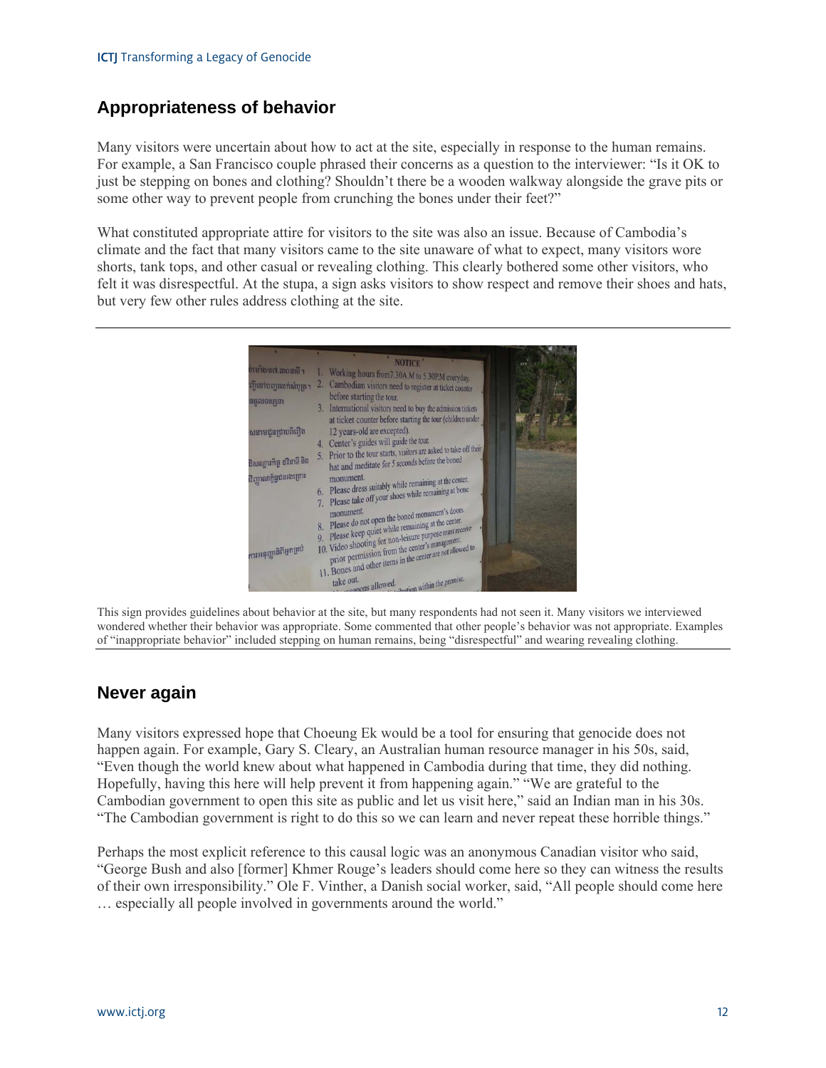## Appropriateness of behavior

Many visitors were uncertain about how to act at the site, especially in response to the human remains. For example, a San Francisco couple phrased their concerns as a question to the interviewer: "Is it OK to just be stepping on bones and clothing? Shouldn't there be a wooden walkway alongside the grave pits or some other way to prevent people from crunching the bones under their feet?"

What constituted appropriate attire for visitors to the site was also an issue. Because of Cambodia's climate and the fact that many visitors came to the site unaware of what to expect, many visitors wore shorts, tank tops, and other casual or revealing clothing. This clearly bothered some other visitors, who felt it was disrespectful. At the stupa, a sign asks visitors to show respect and remove their shoes and hats, but very few other rules address clothing at the site.

This sign provides guidelines about behavior at the site, but many respondents had not seen it. Many visitors we interviewed wondered whether their behavior was appropriate. Some commented that other people's behavior was not appropriate. Examples of "inappropriate behavior" included stepping on human remains, being "disrespectful" and wearing revealing clothing.

## Never again

Many visitors expressed hope that Choeung Ek would be a tool for ensuring that genocide does not happen again. For example, Gary S. Cleary, an Australian human resource manager in his 50s, said, "Even though the world knew about what happened in Cambodia during that time, they did nothing. Hopefully, having this here will help prevent it from happening again." "We are grateful to the Cambodian government to open this site as public and let us visit here," said an Indian man in his 30s. "The Cambodian government is right to do this so we can learn and never repeat these horrible things."

Perhaps the most explicit reference to this causal logic was an anonymous Canadian visitor who said, "George Bush and also [former] Khmer Rouge's leaders should come here so they can witness the results of their own irresponsibility." Ole F. Vinther, a Danish social worker, said, "All people should come here … especially all people involved in governments around the world."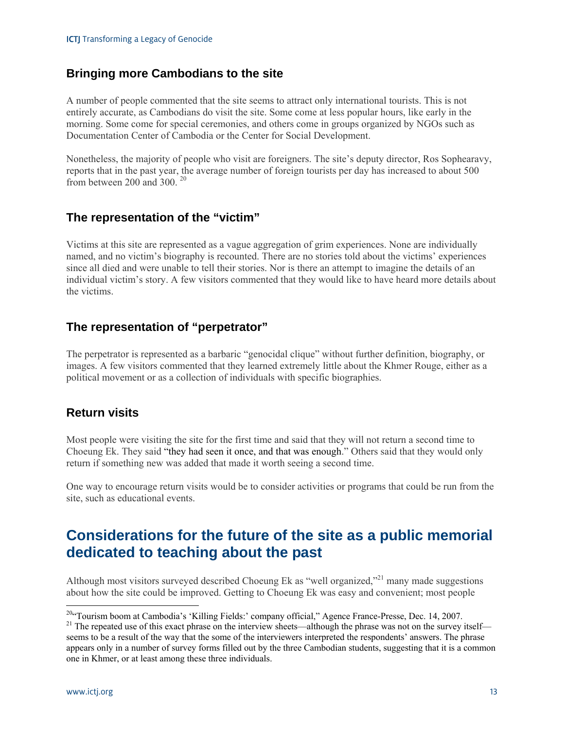### Bringing more Cambodians to the site

A number of people commented that the site seems to attract only international tourists. This is not entirely accurate, as Cambodians do visit the site. Some come at less popular hours, like early in the morning. Some come for special ceremonies, and others come in groups organized by NGOs such as Documentation Center of Cambodia or the Center for Social Development.

Nonetheless, the majority of people who visit are foreigners. The site's deputy director, Ros Sophearavy, reports that in the past year, the average number of foreign tourists per day has increased to about 500 from between 200 and 300. [20]

### The representation of the "victim"

Victims at this site are represented as a vague aggregation of grim experiences. None are individually named, and no victim's biography is recounted. There are no stories told about the victims' experiences since all died and were unable to tell their stories. Nor is there an attempt to imagine the details of an individual victim's story. A few visitors commented that they would like to have heard more details about the victims.

### The representation of "perpetrator"

The perpetrator is represented as a barbaric "genocidal clique" without further definition, biography, or images. A few visitors commented that they learned extremely little about the Khmer Rouge, either as a political movement or as a collection of individuals with specific biographies.

### Return visits

Most people were visiting the site for the first time and said that they will not return a second time to Choeung Ek. They said "they had seen it once, and that was enough." Others said that they would only return if something new was added that made it worth seeing a second time.

One way to encourage return visits would be to consider activities or programs that could be run from the site, such as educational events.

## Considerations for the future of the site as a public memorial dedicated to teaching about the past

Although most visitors surveyed described Choeung Ek as "well organized,"[21] many made suggestions about how the site could be improved. Getting to Choeung Ek was easy and convenient; most people

---

[20] "Tourism boom at Cambodia's 'Killing Fields:' company official," Agence France-Presse, Dec. 14, 2007.

[21] The repeated use of this exact phrase on the interview sheets—although the phrase was not on the survey itself—seems to be a result of the way that the some of the interviewers interpreted the respondents' answers. The phrase appears only in a number of survey forms filled out by the three Cambodian students, suggesting that it is a common one in Khmer, or at least among these three individuals.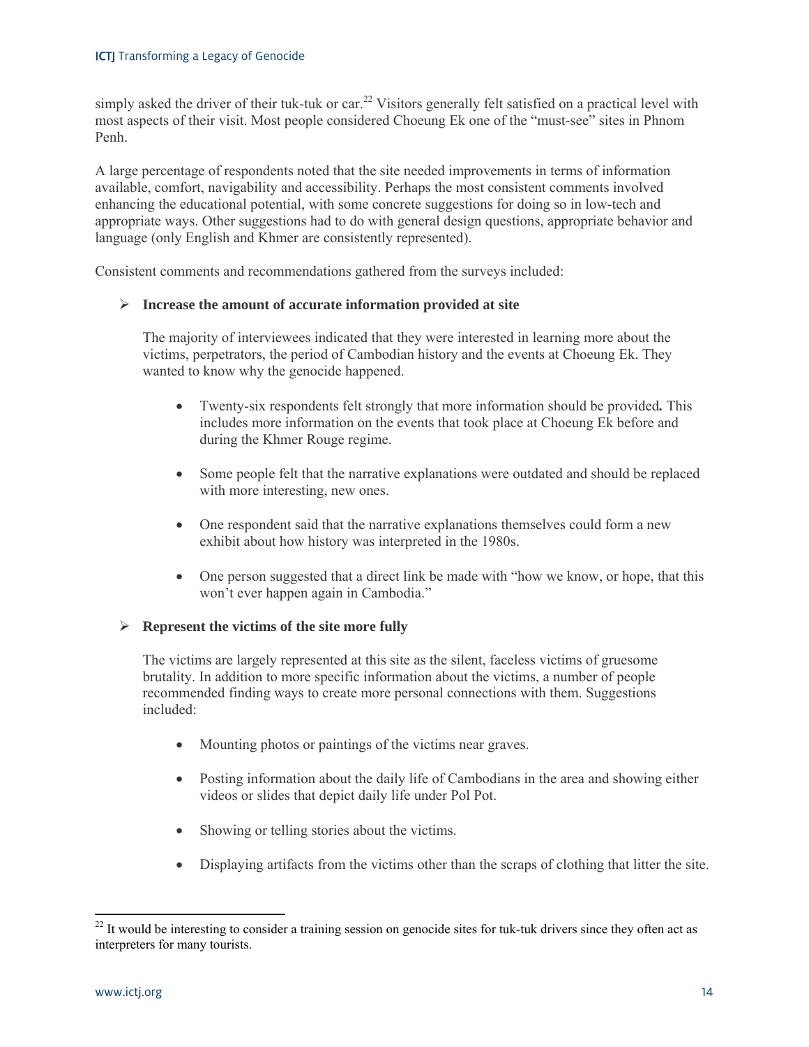simply asked the driver of their tuk-tuk or car.[22] Visitors generally felt satisfied on a practical level with most aspects of their visit. Most people considered Choeung Ek one of the "must-see" sites in Phnom Penh.

A large percentage of respondents noted that the site needed improvements in terms of information available, comfort, navigability and accessibility. Perhaps the most consistent comments involved enhancing the educational potential, with some concrete suggestions for doing so in low-tech and appropriate ways. Other suggestions had to do with general design questions, appropriate behavior and language (only English and Khmer are consistently represented).

Consistent comments and recommendations gathered from the surveys included:

- **Increase the amount of accurate information provided at site**

  The majority of interviewees indicated that they were interested in learning more about the victims, perpetrators, the period of Cambodian history and the events at Choeung Ek. They wanted to know why the genocide happened.

  - Twenty-six respondents felt strongly that more information should be provided**.** This includes more information on the events that took place at Choeung Ek before and during the Khmer Rouge regime.
  - Some people felt that the narrative explanations were outdated and should be replaced with more interesting, new ones.
  - One respondent said that the narrative explanations themselves could form a new exhibit about how history was interpreted in the 1980s.
  - One person suggested that a direct link be made with "how we know, or hope, that this won't ever happen again in Cambodia."

- **Represent the victims of the site more fully**

  The victims are largely represented at this site as the silent, faceless victims of gruesome brutality. In addition to more specific information about the victims, a number of people recommended finding ways to create more personal connections with them. Suggestions included:

  - Mounting photos or paintings of the victims near graves.
  - Posting information about the daily life of Cambodians in the area and showing either videos or slides that depict daily life under Pol Pot.
  - Showing or telling stories about the victims.
  - Displaying artifacts from the victims other than the scraps of clothing that litter the site.

---

[22] It would be interesting to consider a training session on genocide sites for tuk-tuk drivers since they often act as interpreters for many tourists.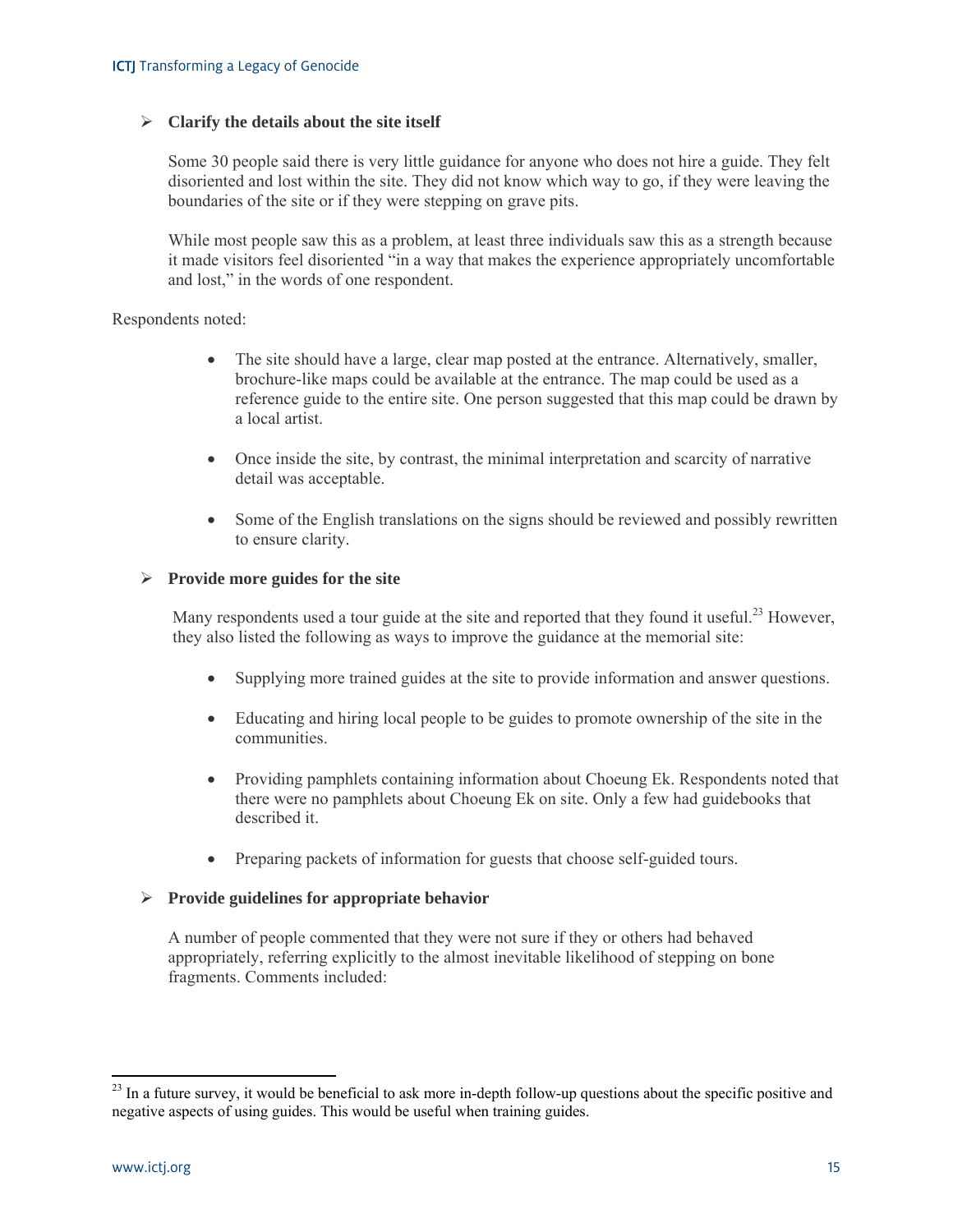- **Clarify the details about the site itself**

  Some 30 people said there is very little guidance for anyone who does not hire a guide. They felt disoriented and lost within the site. They did not know which way to go, if they were leaving the boundaries of the site or if they were stepping on grave pits.

  While most people saw this as a problem, at least three individuals saw this as a strength because it made visitors feel disoriented "in a way that makes the experience appropriately uncomfortable and lost," in the words of one respondent.

Respondents noted:

- The site should have a large, clear map posted at the entrance. Alternatively, smaller, brochure-like maps could be available at the entrance. The map could be used as a reference guide to the entire site. One person suggested that this map could be drawn by a local artist.
- Once inside the site, by contrast, the minimal interpretation and scarcity of narrative detail was acceptable.
- Some of the English translations on the signs should be reviewed and possibly rewritten to ensure clarity.

- **Provide more guides for the site**

  Many respondents used a tour guide at the site and reported that they found it useful.[23] However, they also listed the following as ways to improve the guidance at the memorial site:

  - Supplying more trained guides at the site to provide information and answer questions.
  - Educating and hiring local people to be guides to promote ownership of the site in the communities.
  - Providing pamphlets containing information about Choeung Ek. Respondents noted that there were no pamphlets about Choeung Ek on site. Only a few had guidebooks that described it.
  - Preparing packets of information for guests that choose self-guided tours.

- **Provide guidelines for appropriate behavior**

  A number of people commented that they were not sure if they or others had behaved appropriately, referring explicitly to the almost inevitable likelihood of stepping on bone fragments. Comments included:

---

[23] In a future survey, it would be beneficial to ask more in-depth follow-up questions about the specific positive and negative aspects of using guides. This would be useful when training guides.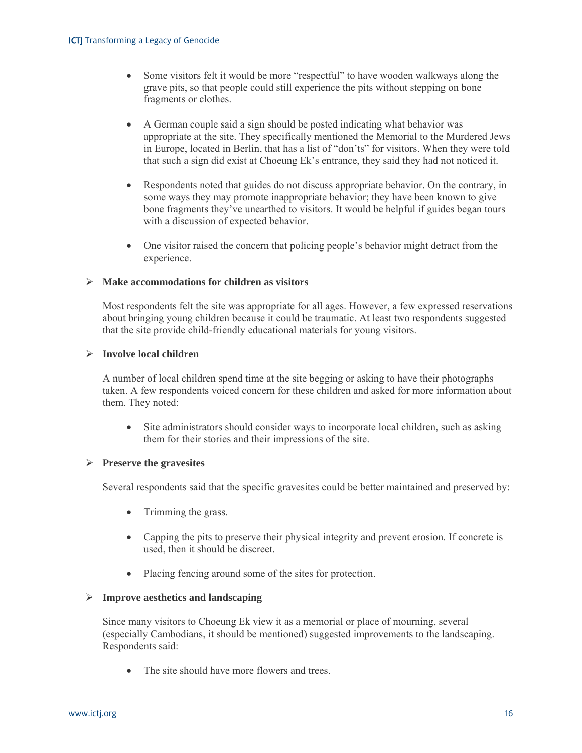- Some visitors felt it would be more "respectful" to have wooden walkways along the grave pits, so that people could still experience the pits without stepping on bone fragments or clothes.

- A German couple said a sign should be posted indicating what behavior was appropriate at the site. They specifically mentioned the Memorial to the Murdered Jews in Europe, located in Berlin, that has a list of "don'ts" for visitors. When they were told that such a sign did exist at Choeung Ek's entrance, they said they had not noticed it.

- Respondents noted that guides do not discuss appropriate behavior. On the contrary, in some ways they may promote inappropriate behavior; they have been known to give bone fragments they've unearthed to visitors. It would be helpful if guides began tours with a discussion of expected behavior.

- One visitor raised the concern that policing people's behavior might detract from the experience.

➢ **Make accommodations for children as visitors**

Most respondents felt the site was appropriate for all ages. However, a few expressed reservations about bringing young children because it could be traumatic. At least two respondents suggested that the site provide child-friendly educational materials for young visitors.

➢ **Involve local children**

A number of local children spend time at the site begging or asking to have their photographs taken. A few respondents voiced concern for these children and asked for more information about them. They noted:

- Site administrators should consider ways to incorporate local children, such as asking them for their stories and their impressions of the site.

➢ **Preserve the gravesites**

Several respondents said that the specific gravesites could be better maintained and preserved by:

- Trimming the grass.

- Capping the pits to preserve their physical integrity and prevent erosion. If concrete is used, then it should be discreet.

- Placing fencing around some of the sites for protection.

➢ **Improve aesthetics and landscaping**

Since many visitors to Choeung Ek view it as a memorial or place of mourning, several (especially Cambodians, it should be mentioned) suggested improvements to the landscaping. Respondents said:

- The site should have more flowers and trees.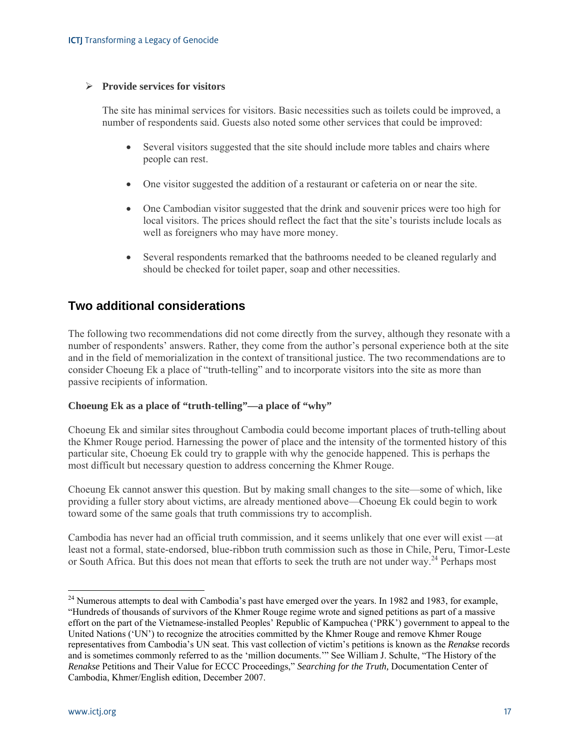- **Provide services for visitors**

  The site has minimal services for visitors. Basic necessities such as toilets could be improved, a number of respondents said. Guests also noted some other services that could be improved:

  - Several visitors suggested that the site should include more tables and chairs where people can rest.
  - One visitor suggested the addition of a restaurant or cafeteria on or near the site.
  - One Cambodian visitor suggested that the drink and souvenir prices were too high for local visitors. The prices should reflect the fact that the site's tourists include locals as well as foreigners who may have more money.
  - Several respondents remarked that the bathrooms needed to be cleaned regularly and should be checked for toilet paper, soap and other necessities.

## Two additional considerations

The following two recommendations did not come directly from the survey, although they resonate with a number of respondents' answers. Rather, they come from the author's personal experience both at the site and in the field of memorialization in the context of transitional justice. The two recommendations are to consider Choeung Ek a place of "truth-telling" and to incorporate visitors into the site as more than passive recipients of information.

**Choeung Ek as a place of "truth-telling"—a place of "why"**

Choeung Ek and similar sites throughout Cambodia could become important places of truth-telling about the Khmer Rouge period. Harnessing the power of place and the intensity of the tormented history of this particular site, Choeung Ek could try to grapple with why the genocide happened. This is perhaps the most difficult but necessary question to address concerning the Khmer Rouge.

Choeung Ek cannot answer this question. But by making small changes to the site—some of which, like providing a fuller story about victims, are already mentioned above—Choeung Ek could begin to work toward some of the same goals that truth commissions try to accomplish.

Cambodia has never had an official truth commission, and it seems unlikely that one ever will exist —at least not a formal, state-endorsed, blue-ribbon truth commission such as those in Chile, Peru, Timor-Leste or South Africa. But this does not mean that efforts to seek the truth are not under way.[24] Perhaps most

---

[24] Numerous attempts to deal with Cambodia's past have emerged over the years. In 1982 and 1983, for example, "Hundreds of thousands of survivors of the Khmer Rouge regime wrote and signed petitions as part of a massive effort on the part of the Vietnamese-installed Peoples' Republic of Kampuchea ('PRK') government to appeal to the United Nations ('UN') to recognize the atrocities committed by the Khmer Rouge and remove Khmer Rouge representatives from Cambodia's UN seat. This vast collection of victim's petitions is known as the *Renakse* records and is sometimes commonly referred to as the 'million documents.'" See William J. Schulte, "The History of the *Renakse* Petitions and Their Value for ECCC Proceedings," *Searching for the Truth,* Documentation Center of Cambodia, Khmer/English edition, December 2007.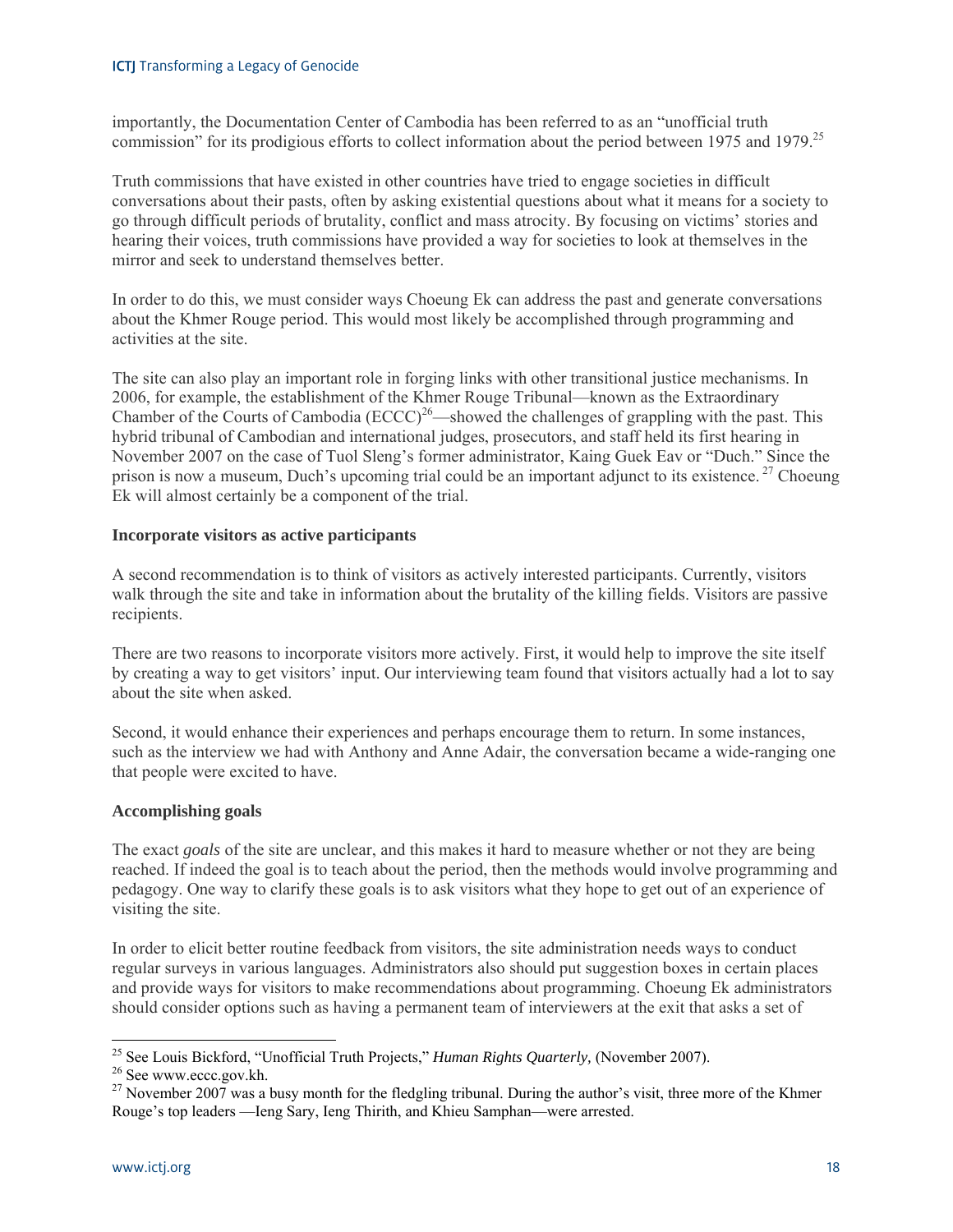importantly, the Documentation Center of Cambodia has been referred to as an "unofficial truth commission" for its prodigious efforts to collect information about the period between 1975 and 1979.[25]

Truth commissions that have existed in other countries have tried to engage societies in difficult conversations about their pasts, often by asking existential questions about what it means for a society to go through difficult periods of brutality, conflict and mass atrocity. By focusing on victims' stories and hearing their voices, truth commissions have provided a way for societies to look at themselves in the mirror and seek to understand themselves better.

In order to do this, we must consider ways Choeung Ek can address the past and generate conversations about the Khmer Rouge period. This would most likely be accomplished through programming and activities at the site.

The site can also play an important role in forging links with other transitional justice mechanisms. In 2006, for example, the establishment of the Khmer Rouge Tribunal—known as the Extraordinary Chamber of the Courts of Cambodia (ECCC)[26]—showed the challenges of grappling with the past. This hybrid tribunal of Cambodian and international judges, prosecutors, and staff held its first hearing in November 2007 on the case of Tuol Sleng's former administrator, Kaing Guek Eav or "Duch." Since the prison is now a museum, Duch's upcoming trial could be an important adjunct to its existence.[27] Choeung Ek will almost certainly be a component of the trial.

### Incorporate visitors as active participants

A second recommendation is to think of visitors as actively interested participants. Currently, visitors walk through the site and take in information about the brutality of the killing fields. Visitors are passive recipients.

There are two reasons to incorporate visitors more actively. First, it would help to improve the site itself by creating a way to get visitors' input. Our interviewing team found that visitors actually had a lot to say about the site when asked.

Second, it would enhance their experiences and perhaps encourage them to return. In some instances, such as the interview we had with Anthony and Anne Adair, the conversation became a wide-ranging one that people were excited to have.

### Accomplishing goals

The exact *goals* of the site are unclear, and this makes it hard to measure whether or not they are being reached. If indeed the goal is to teach about the period, then the methods would involve programming and pedagogy. One way to clarify these goals is to ask visitors what they hope to get out of an experience of visiting the site.

In order to elicit better routine feedback from visitors, the site administration needs ways to conduct regular surveys in various languages. Administrators also should put suggestion boxes in certain places and provide ways for visitors to make recommendations about programming. Choeung Ek administrators should consider options such as having a permanent team of interviewers at the exit that asks a set of

---

[25] See Louis Bickford, "Unofficial Truth Projects," *Human Rights Quarterly,* (November 2007).

[26] See www.eccc.gov.kh.

[27] November 2007 was a busy month for the fledgling tribunal. During the author's visit, three more of the Khmer Rouge's top leaders —Ieng Sary, Ieng Thirith, and Khieu Samphan—were arrested.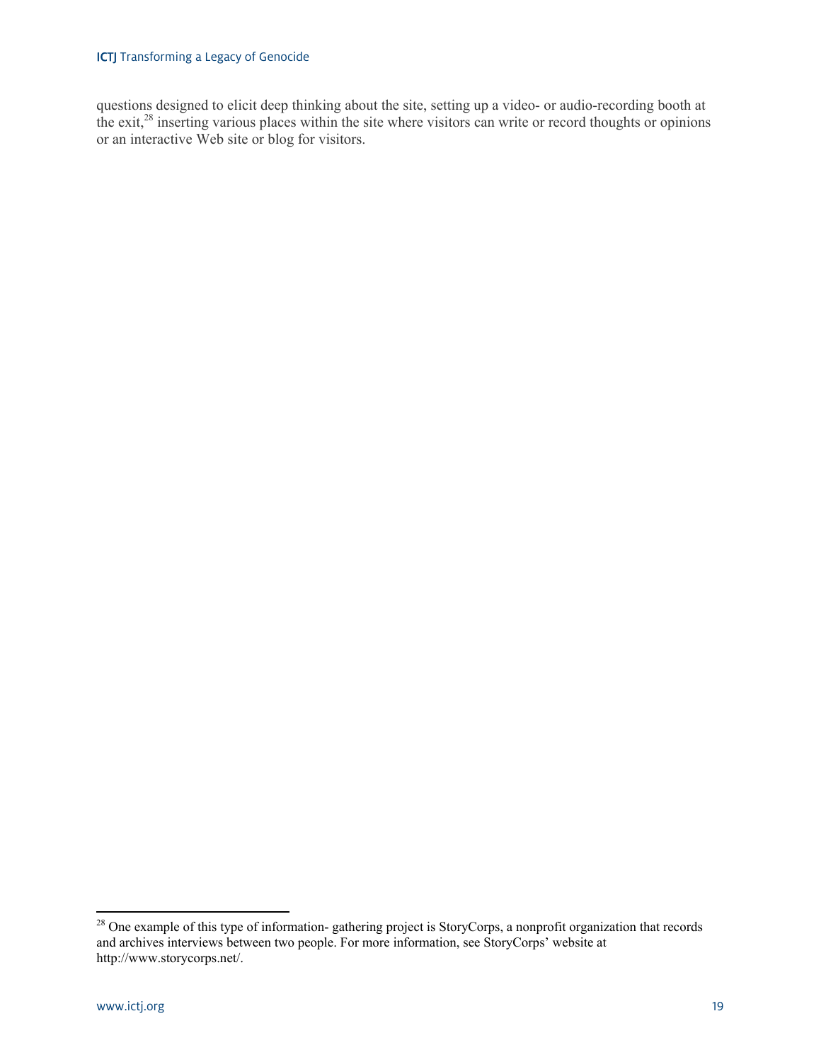questions designed to elicit deep thinking about the site, setting up a video- or audio-recording booth at the exit,[28] inserting various places within the site where visitors can write or record thoughts or opinions or an interactive Web site or blog for visitors.

[28] One example of this type of information- gathering project is StoryCorps, a nonprofit organization that records and archives interviews between two people. For more information, see StoryCorps' website at http://www.storycorps.net/.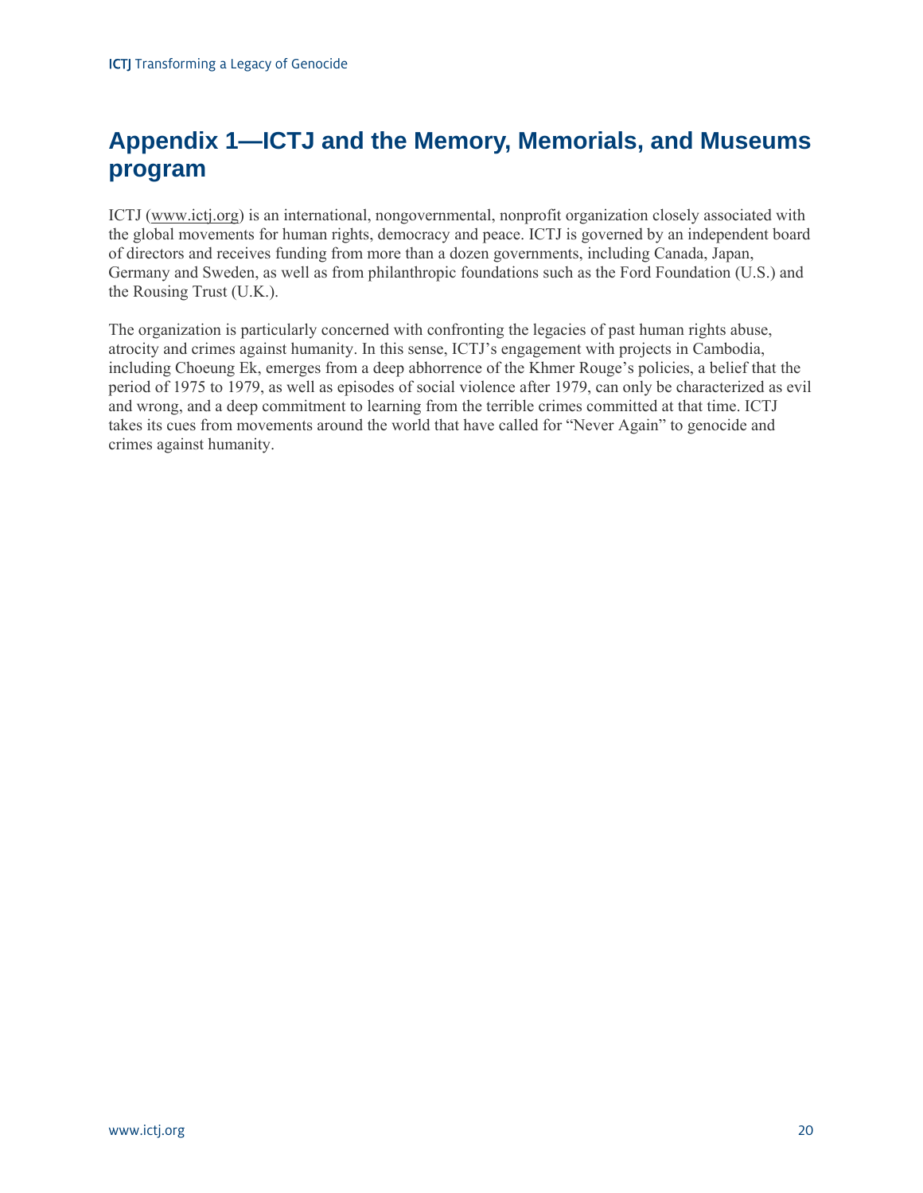# Appendix 1—ICTJ and the Memory, Memorials, and Museums program

ICTJ (www.ictj.org) is an international, nongovernmental, nonprofit organization closely associated with the global movements for human rights, democracy and peace. ICTJ is governed by an independent board of directors and receives funding from more than a dozen governments, including Canada, Japan, Germany and Sweden, as well as from philanthropic foundations such as the Ford Foundation (U.S.) and the Rousing Trust (U.K.).

The organization is particularly concerned with confronting the legacies of past human rights abuse, atrocity and crimes against humanity. In this sense, ICTJ's engagement with projects in Cambodia, including Choeung Ek, emerges from a deep abhorrence of the Khmer Rouge's policies, a belief that the period of 1975 to 1979, as well as episodes of social violence after 1979, can only be characterized as evil and wrong, and a deep commitment to learning from the terrible crimes committed at that time. ICTJ takes its cues from movements around the world that have called for "Never Again" to genocide and crimes against humanity.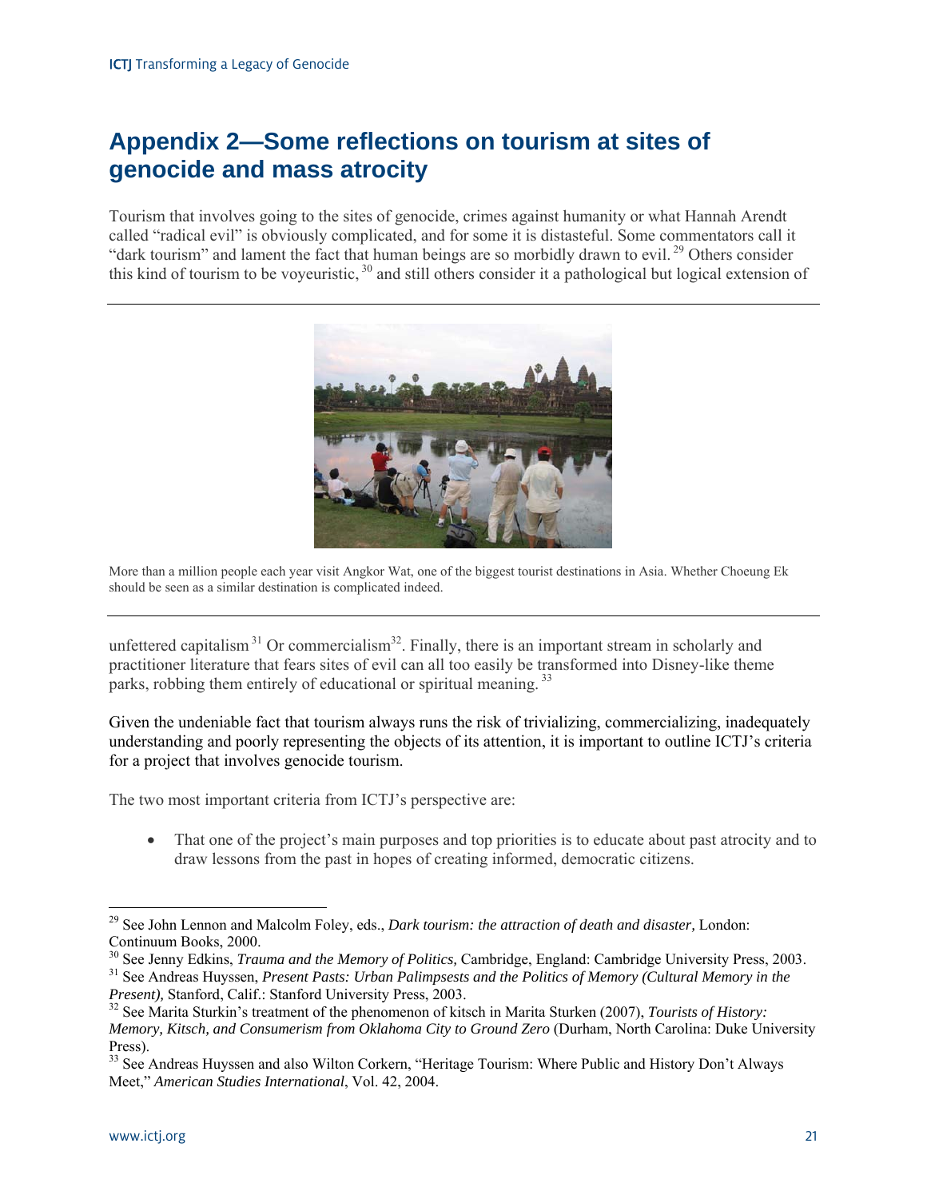# Appendix 2—Some reflections on tourism at sites of genocide and mass atrocity

Tourism that involves going to the sites of genocide, crimes against humanity or what Hannah Arendt called "radical evil" is obviously complicated, and for some it is distasteful. Some commentators call it "dark tourism" and lament the fact that human beings are so morbidly drawn to evil.[29] Others consider this kind of tourism to be voyeuristic,[30] and still others consider it a pathological but logical extension of unfettered capitalism[31] Or commercialism[32]. Finally, there is an important stream in scholarly and practitioner literature that fears sites of evil can all too easily be transformed into Disney-like theme parks, robbing them entirely of educational or spiritual meaning.[33]

More than a million people each year visit Angkor Wat, one of the biggest tourist destinations in Asia. Whether Choeung Ek should be seen as a similar destination is complicated indeed.

Given the undeniable fact that tourism always runs the risk of trivializing, commercializing, inadequately understanding and poorly representing the objects of its attention, it is important to outline ICTJ's criteria for a project that involves genocide tourism.

The two most important criteria from ICTJ's perspective are:

- That one of the project's main purposes and top priorities is to educate about past atrocity and to draw lessons from the past in hopes of creating informed, democratic citizens.

---

[29] See John Lennon and Malcolm Foley, eds., *Dark tourism: the attraction of death and disaster,* London: Continuum Books, 2000.

[30] See Jenny Edkins, *Trauma and the Memory of Politics,* Cambridge, England: Cambridge University Press, 2003.

[31] See Andreas Huyssen, *Present Pasts: Urban Palimpsests and the Politics of Memory (Cultural Memory in the Present),* Stanford, Calif.: Stanford University Press, 2003.

[32] See Marita Sturkin's treatment of the phenomenon of kitsch in Marita Sturken (2007), *Tourists of History: Memory, Kitsch, and Consumerism from Oklahoma City to Ground Zero* (Durham, North Carolina: Duke University Press).

[33] See Andreas Huyssen and also Wilton Corkern, "Heritage Tourism: Where Public and History Don't Always Meet," *American Studies International*, Vol. 42, 2004.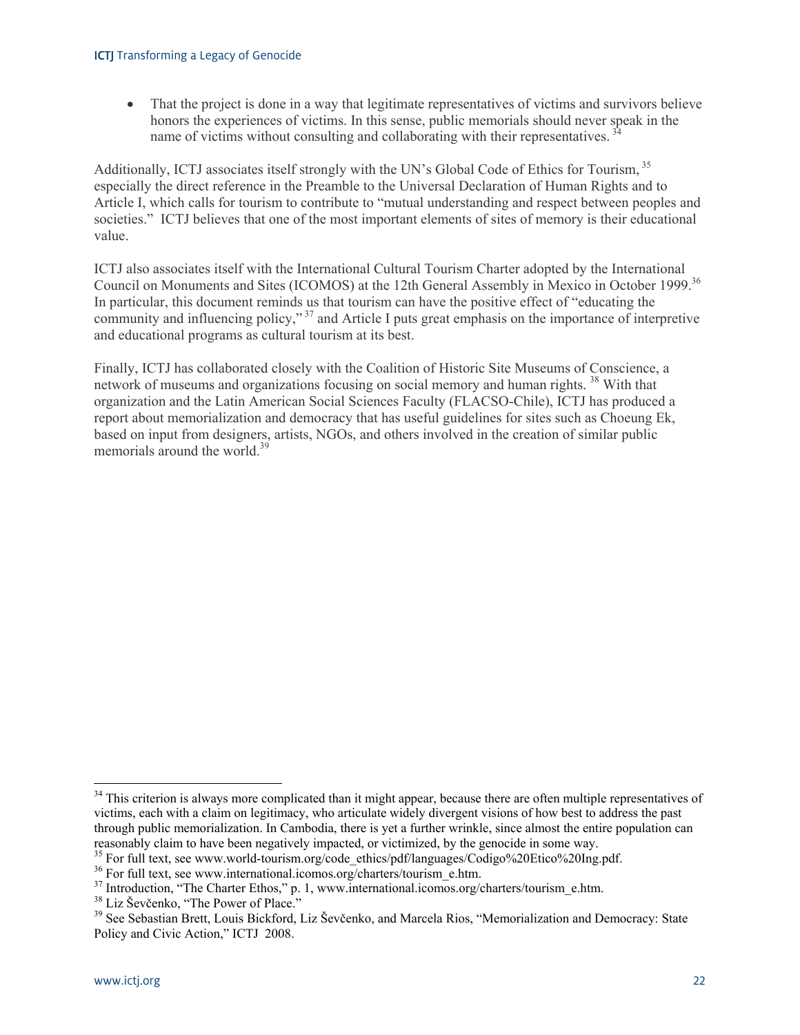- That the project is done in a way that legitimate representatives of victims and survivors believe honors the experiences of victims. In this sense, public memorials should never speak in the name of victims without consulting and collaborating with their representatives. [34]

Additionally, ICTJ associates itself strongly with the UN's Global Code of Ethics for Tourism, [35] especially the direct reference in the Preamble to the Universal Declaration of Human Rights and to Article I, which calls for tourism to contribute to "mutual understanding and respect between peoples and societies." ICTJ believes that one of the most important elements of sites of memory is their educational value.

ICTJ also associates itself with the International Cultural Tourism Charter adopted by the International Council on Monuments and Sites (ICOMOS) at the 12th General Assembly in Mexico in October 1999.[36] In particular, this document reminds us that tourism can have the positive effect of "educating the community and influencing policy," [37] and Article I puts great emphasis on the importance of interpretive and educational programs as cultural tourism at its best.

Finally, ICTJ has collaborated closely with the Coalition of Historic Site Museums of Conscience, a network of museums and organizations focusing on social memory and human rights. [38] With that organization and the Latin American Social Sciences Faculty (FLACSO-Chile), ICTJ has produced a report about memorialization and democracy that has useful guidelines for sites such as Choeung Ek, based on input from designers, artists, NGOs, and others involved in the creation of similar public memorials around the world.[39]

---

[34] This criterion is always more complicated than it might appear, because there are often multiple representatives of victims, each with a claim on legitimacy, who articulate widely divergent visions of how best to address the past through public memorialization. In Cambodia, there is yet a further wrinkle, since almost the entire population can reasonably claim to have been negatively impacted, or victimized, by the genocide in some way.

[35] For full text, see www.world-tourism.org/code_ethics/pdf/languages/Codigo%20Etico%20Ing.pdf.

[36] For full text, see www.international.icomos.org/charters/tourism_e.htm.

[37] Introduction, "The Charter Ethos," p. 1, www.international.icomos.org/charters/tourism_e.htm.

[38] Liz Ševčenko, "The Power of Place."

[39] See Sebastian Brett, Louis Bickford, Liz Ševčenko, and Marcela Rios, "Memorialization and Democracy: State Policy and Civic Action," ICTJ 2008.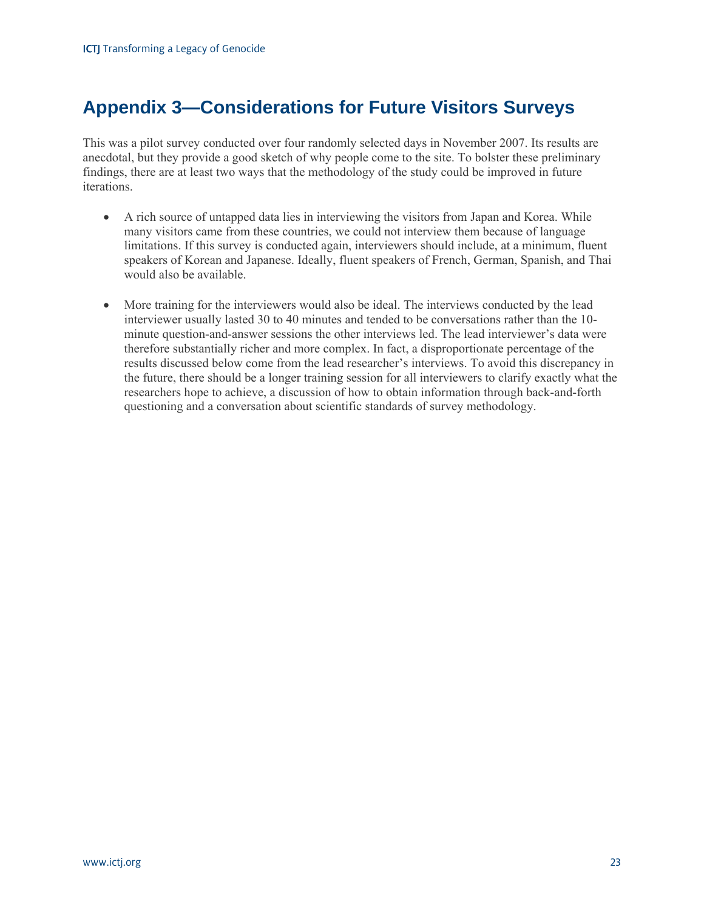## Appendix 3—Considerations for Future Visitors Surveys

This was a pilot survey conducted over four randomly selected days in November 2007. Its results are anecdotal, but they provide a good sketch of why people come to the site. To bolster these preliminary findings, there are at least two ways that the methodology of the study could be improved in future iterations.

- A rich source of untapped data lies in interviewing the visitors from Japan and Korea. While many visitors came from these countries, we could not interview them because of language limitations. If this survey is conducted again, interviewers should include, at a minimum, fluent speakers of Korean and Japanese. Ideally, fluent speakers of French, German, Spanish, and Thai would also be available.

- More training for the interviewers would also be ideal. The interviews conducted by the lead interviewer usually lasted 30 to 40 minutes and tended to be conversations rather than the 10-minute question-and-answer sessions the other interviews led. The lead interviewer's data were therefore substantially richer and more complex. In fact, a disproportionate percentage of the results discussed below come from the lead researcher's interviews. To avoid this discrepancy in the future, there should be a longer training session for all interviewers to clarify exactly what the researchers hope to achieve, a discussion of how to obtain information through back-and-forth questioning and a conversation about scientific standards of survey methodology.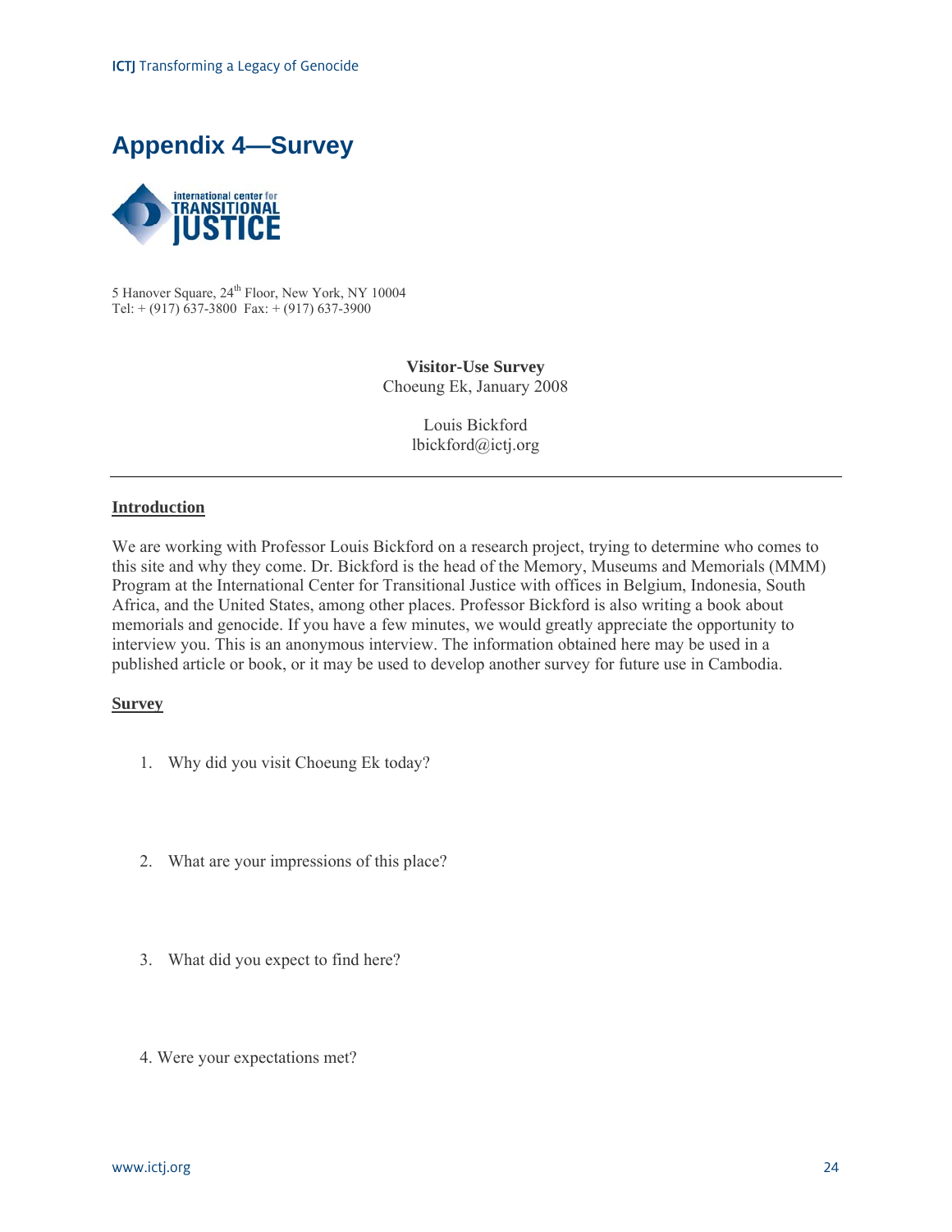# Appendix 4—Survey

5 Hanover Square, 24th Floor, New York, NY 10004
Tel: + (917) 637-3800 Fax: + (917) 637-3900

**Visitor-Use Survey**
Choeung Ek, January 2008

Louis Bickford
lbickford@ictj.org

---

**Introduction**

We are working with Professor Louis Bickford on a research project, trying to determine who comes to this site and why they come. Dr. Bickford is the head of the Memory, Museums and Memorials (MMM) Program at the International Center for Transitional Justice with offices in Belgium, Indonesia, South Africa, and the United States, among other places. Professor Bickford is also writing a book about memorials and genocide. If you have a few minutes, we would greatly appreciate the opportunity to interview you. This is an anonymous interview. The information obtained here may be used in a published article or book, or it may be used to develop another survey for future use in Cambodia.

**Survey**

1. Why did you visit Choeung Ek today?

2. What are your impressions of this place?

3. What did you expect to find here?

4. Were your expectations met?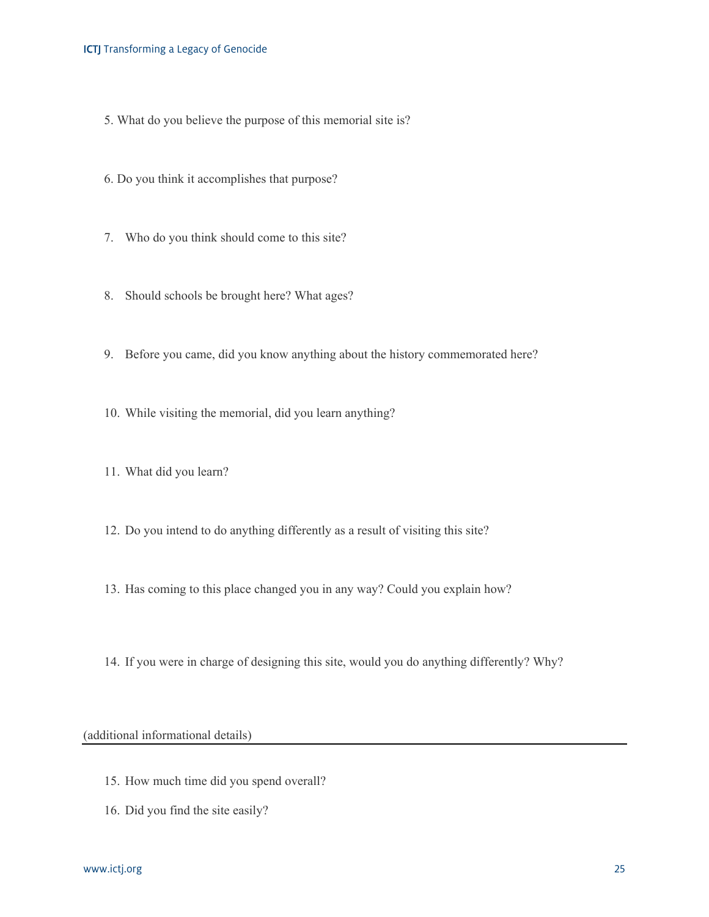5. What do you believe the purpose of this memorial site is?

6. Do you think it accomplishes that purpose?

7. Who do you think should come to this site?

8. Should schools be brought here? What ages?

9. Before you came, did you know anything about the history commemorated here?

10. While visiting the memorial, did you learn anything?

11. What did you learn?

12. Do you intend to do anything differently as a result of visiting this site?

13. Has coming to this place changed you in any way? Could you explain how?

14. If you were in charge of designing this site, would you do anything differently? Why?

(additional informational details)

---

15. How much time did you spend overall?

16. Did you find the site easily?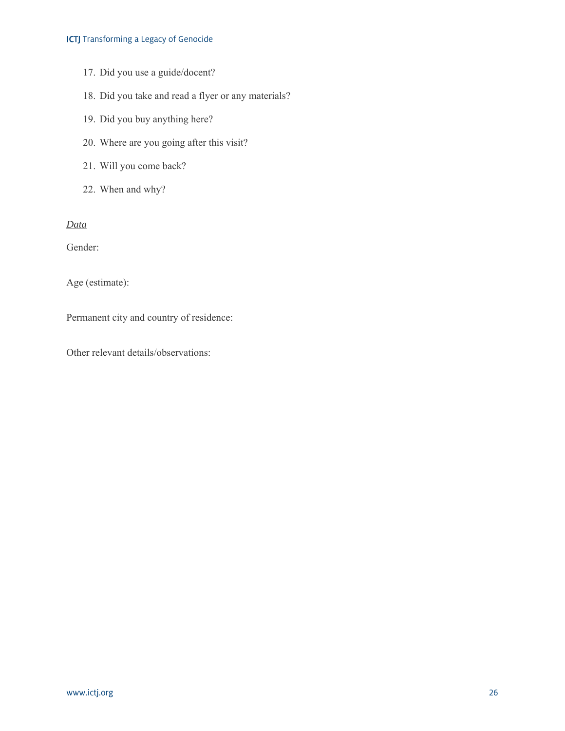17. Did you use a guide/docent?
18. Did you take and read a flyer or any materials?
19. Did you buy anything here?
20. Where are you going after this visit?
21. Will you come back?
22. When and why?

*Data*

Gender:

Age (estimate):

Permanent city and country of residence:

Other relevant details/observations: